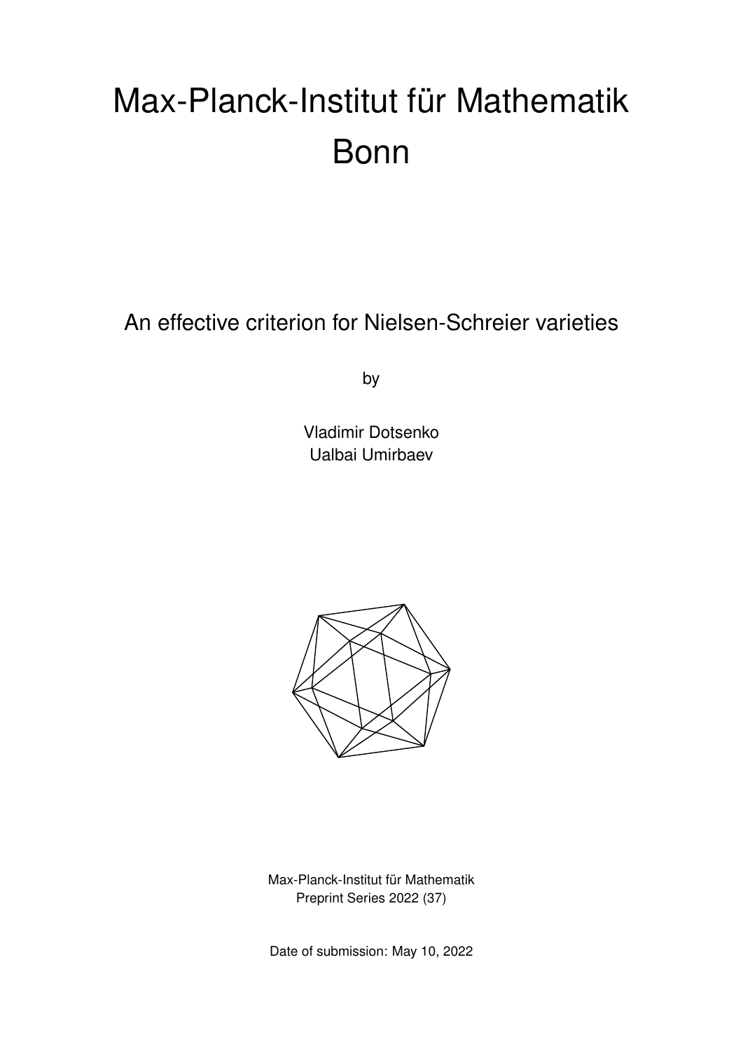# Max-Planck-Institut für Mathematik Bonn

## An effective criterion for Nielsen-Schreier varieties

by

Vladimir Dotsenko  
Ualbai Umirbaev

Max-Planck-Institut für Mathematik  
Preprint Series 2022 (37)

Date of submission: May 10, 2022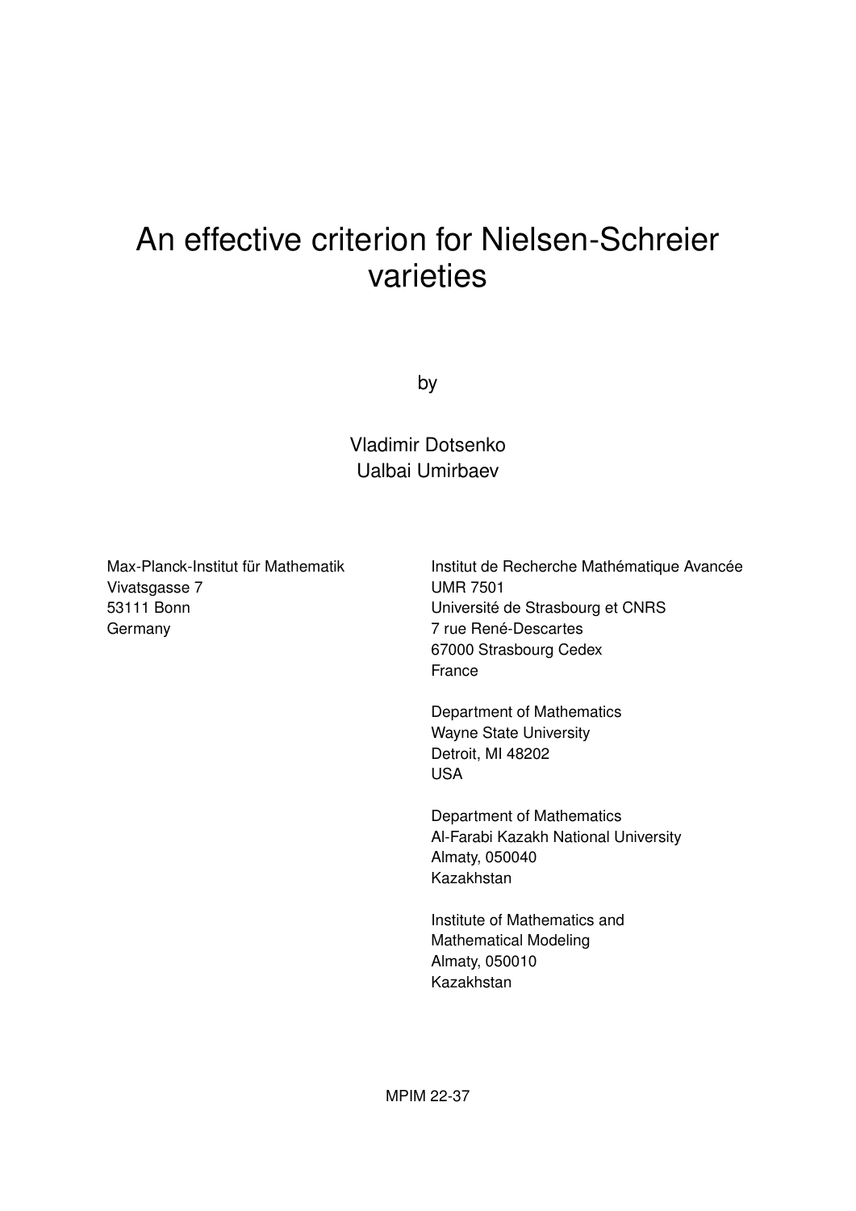# An effective criterion for Nielsen-Schreier varieties

by

Vladimir Dotsenko
Ualbai Umirbaev

Max-Planck-Institut für Mathematik
Vivatsgasse 7
53111 Bonn
Germany

Institut de Recherche Mathématique Avancée
UMR 7501
Université de Strasbourg et CNRS
7 rue René-Descartes
67000 Strasbourg Cedex
France

Department of Mathematics
Wayne State University
Detroit, MI 48202
USA

Department of Mathematics
Al-Farabi Kazakh National University
Almaty, 050040
Kazakhstan

Institute of Mathematics and
Mathematical Modeling
Almaty, 050010
Kazakhstan

MPIM 22-37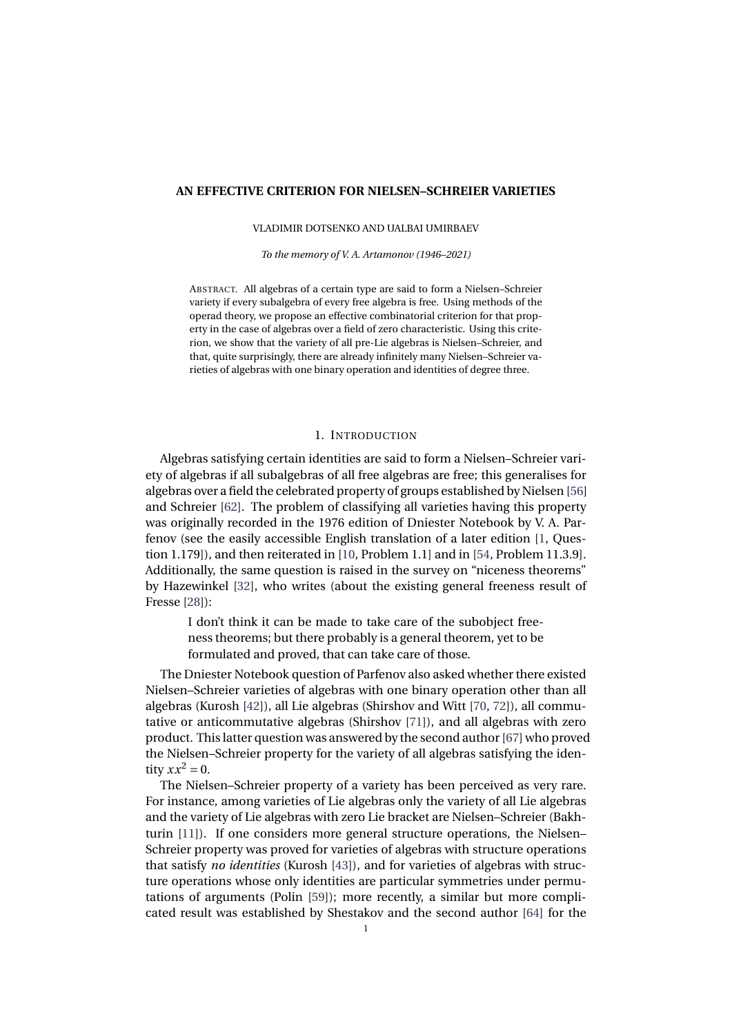**AN EFFECTIVE CRITERION FOR NIELSEN–SCHREIER VARIETIES**

VLADIMIR DOTSENKO AND UALBAI UMIRBAEV

*To the memory of V. A. Artamonov (1946–2021)*

ABSTRACT. All algebras of a certain type are said to form a Nielsen–Schreier variety if every subalgebra of every free algebra is free. Using methods of the operad theory, we propose an effective combinatorial criterion for that property in the case of algebras over a field of zero characteristic. Using this criterion, we show that the variety of all pre-Lie algebras is Nielsen–Schreier, and that, quite surprisingly, there are already infinitely many Nielsen–Schreier varieties of algebras with one binary operation and identities of degree three.

# 1. INTRODUCTION

Algebras satisfying certain identities are said to form a Nielsen–Schreier variety of algebras if all subalgebras of all free algebras are free; this generalises for algebras over a field the celebrated property of groups established by Nielsen [56] and Schreier [62]. The problem of classifying all varieties having this property was originally recorded in the 1976 edition of Dniester Notebook by V. A. Parfenov (see the easily accessible English translation of a later edition [1, Question 1.179]), and then reiterated in [10, Problem 1.1] and in [54, Problem 11.3.9]. Additionally, the same question is raised in the survey on "niceness theorems" by Hazewinkel [32], who writes (about the existing general freeness result of Fresse [28]):

> I don't think it can be made to take care of the subobject freeness theorems; but there probably is a general theorem, yet to be formulated and proved, that can take care of those.

The Dniester Notebook question of Parfenov also asked whether there existed Nielsen–Schreier varieties of algebras with one binary operation other than all algebras (Kurosh [42]), all Lie algebras (Shirshov and Witt [70, 72]), all commutative or anticommutative algebras (Shirshov [71]), and all algebras with zero product. This latter question was answered by the second author [67] who proved the Nielsen–Schreier property for the variety of all algebras satisfying the identity $xx^2 = 0$.

The Nielsen–Schreier property of a variety has been perceived as very rare. For instance, among varieties of Lie algebras only the variety of all Lie algebras and the variety of Lie algebras with zero Lie bracket are Nielsen–Schreier (Bakhturin [11]). If one considers more general structure operations, the Nielsen–Schreier property was proved for varieties of algebras with structure operations that satisfy *no identities* (Kurosh [43]), and for varieties of algebras with structure operations whose only identities are particular symmetries under permutations of arguments (Polin [59]); more recently, a similar but more complicated result was established by Shestakov and the second author [64] for the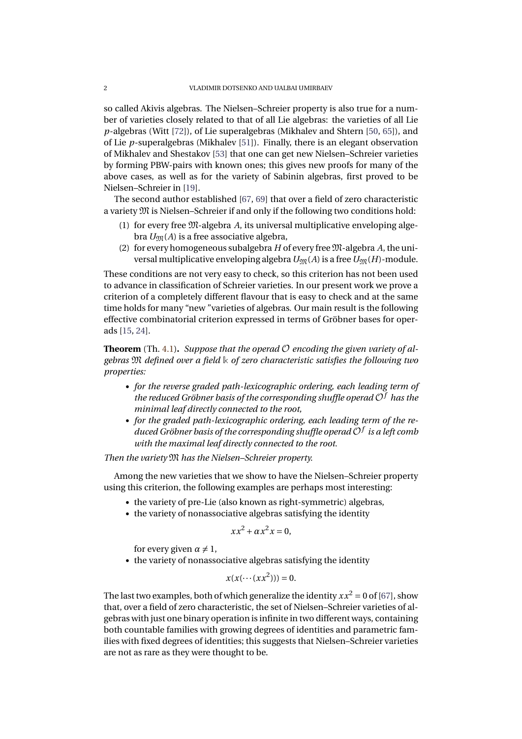so called Akivis algebras. The Nielsen–Schreier property is also true for a number of varieties closely related to that of all Lie algebras: the varieties of all Lie $p$-algebras (Witt [72]), of Lie superalgebras (Mikhalev and Shtern [50, 65]), and of Lie $p$-superalgebras (Mikhalev [51]). Finally, there is an elegant observation of Mikhalev and Shestakov [53] that one can get new Nielsen–Schreier varieties by forming PBW-pairs with known ones; this gives new proofs for many of the above cases, as well as for the variety of Sabinin algebras, first proved to be Nielsen–Schreier in [19].

The second author established [67, 69] that over a field of zero characteristic a variety $\mathfrak{M}$ is Nielsen–Schreier if and only if the following two conditions hold:

1. for every free $\mathfrak{M}$-algebra $A$, its universal multiplicative enveloping algebra $U_{\mathfrak{M}}(A)$ is a free associative algebra,
2. for every homogeneous subalgebra $H$ of every free $\mathfrak{M}$-algebra $A$, the universal multiplicative enveloping algebra $U_{\mathfrak{M}}(A)$ is a free $U_{\mathfrak{M}}(H)$-module.

These conditions are not very easy to check, so this criterion has not been used to advance in classification of Schreier varieties. In our present work we prove a criterion of a completely different flavour that is easy to check and at the same time holds for many "new "varieties of algebras. Our main result is the following effective combinatorial criterion expressed in terms of Gröbner bases for operads [15, 24].

**Theorem** (Th. 4.1)**.** *Suppose that the operad $\mathcal{O}$ encoding the given variety of algebras $\mathfrak{M}$ defined over a field $\Bbbk$ of zero characteristic satisfies the following two properties:*

- *for the reverse graded path-lexicographic ordering, each leading term of the reduced Gröbner basis of the corresponding shuffle operad $\mathcal{O}^f$ has the minimal leaf directly connected to the root,*
- *for the graded path-lexicographic ordering, each leading term of the reduced Gröbner basis of the corresponding shuffle operad $\mathcal{O}^f$ is a left comb with the maximal leaf directly connected to the root.*

*Then the variety $\mathfrak{M}$ has the Nielsen–Schreier property.*

Among the new varieties that we show to have the Nielsen–Schreier property using this criterion, the following examples are perhaps most interesting:

- the variety of pre-Lie (also known as right-symmetric) algebras,
- the variety of nonassociative algebras satisfying the identity
$$xx^2 + \alpha x^2 x = 0,$$
for every given $\alpha \neq 1$,
- the variety of nonassociative algebras satisfying the identity
$$x(x(\cdots(xx^2))) = 0.$$

The last two examples, both of which generalize the identity $xx^2 = 0$ of [67], show that, over a field of zero characteristic, the set of Nielsen–Schreier varieties of algebras with just one binary operation is infinite in two different ways, containing both countable families with growing degrees of identities and parametric families with fixed degrees of identities; this suggests that Nielsen–Schreier varieties are not as rare as they were thought to be.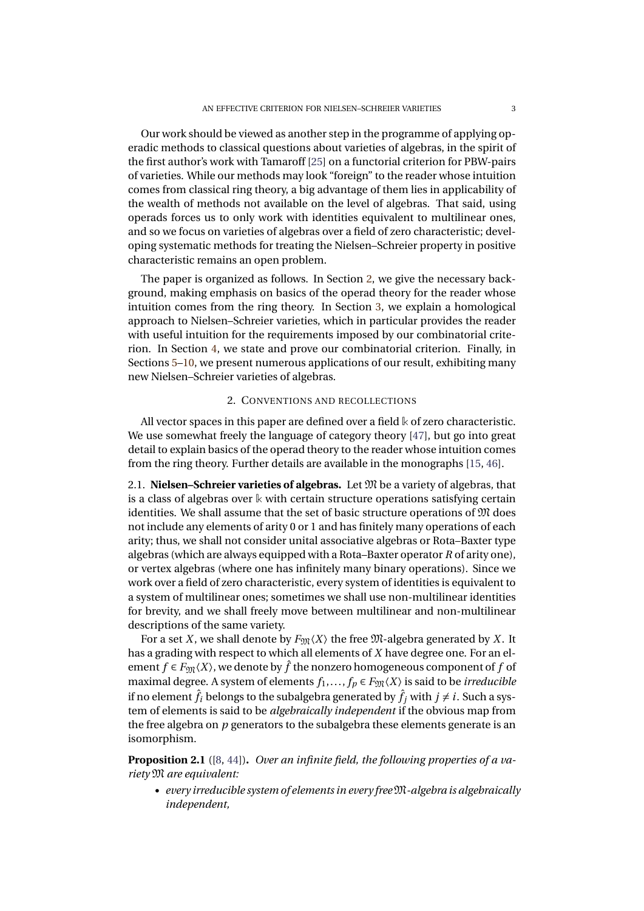Our work should be viewed as another step in the programme of applying operadic methods to classical questions about varieties of algebras, in the spirit of the first author's work with Tamaroff [25] on a functorial criterion for PBW-pairs of varieties. While our methods may look "foreign" to the reader whose intuition comes from classical ring theory, a big advantage of them lies in applicability of the wealth of methods not available on the level of algebras. That said, using operads forces us to only work with identities equivalent to multilinear ones, and so we focus on varieties of algebras over a field of zero characteristic; developing systematic methods for treating the Nielsen–Schreier property in positive characteristic remains an open problem.

The paper is organized as follows. In Section 2, we give the necessary background, making emphasis on basics of the operad theory for the reader whose intuition comes from the ring theory. In Section 3, we explain a homological approach to Nielsen–Schreier varieties, which in particular provides the reader with useful intuition for the requirements imposed by our combinatorial criterion. In Section 4, we state and prove our combinatorial criterion. Finally, in Sections 5–10, we present numerous applications of our result, exhibiting many new Nielsen–Schreier varieties of algebras.

## 2. Conventions and recollections

All vector spaces in this paper are defined over a field $\Bbbk$ of zero characteristic. We use somewhat freely the language of category theory [47], but go into great detail to explain basics of the operad theory to the reader whose intuition comes from the ring theory. Further details are available in the monographs [15, 46].

### 2.1. Nielsen–Schreier varieties of algebras.

Let $\mathfrak{M}$ be a variety of algebras, that is a class of algebras over $\Bbbk$ with certain structure operations satisfying certain identities. We shall assume that the set of basic structure operations of $\mathfrak{M}$ does not include any elements of arity 0 or 1 and has finitely many operations of each arity; thus, we shall not consider unital associative algebras or Rota–Baxter type algebras (which are always equipped with a Rota–Baxter operator $R$ of arity one), or vertex algebras (where one has infinitely many binary operations). Since we work over a field of zero characteristic, every system of identities is equivalent to a system of multilinear ones; sometimes we shall use non-multilinear identities for brevity, and we shall freely move between multilinear and non-multilinear descriptions of the same variety.

For a set $X$, we shall denote by $F_{\mathfrak{M}}\langle X\rangle$ the free $\mathfrak{M}$-algebra generated by $X$. It has a grading with respect to which all elements of $X$ have degree one. For an element $f \in F_{\mathfrak{M}}\langle X\rangle$, we denote by $\hat{f}$ the nonzero homogeneous component of $f$ of maximal degree. A system of elements $f_1, \ldots, f_p \in F_{\mathfrak{M}}\langle X\rangle$ is said to be *irreducible* if no element $\hat{f}_i$ belongs to the subalgebra generated by $\hat{f}_j$ with $j \neq i$. Such a system of elements is said to be *algebraically independent* if the obvious map from the free algebra on $p$ generators to the subalgebra these elements generate is an isomorphism.

**Proposition 2.1** ([8, 44])**.** *Over an infinite field, the following properties of a variety $\mathfrak{M}$ are equivalent:*

- *every irreducible system of elements in every free $\mathfrak{M}$-algebra is algebraically independent,*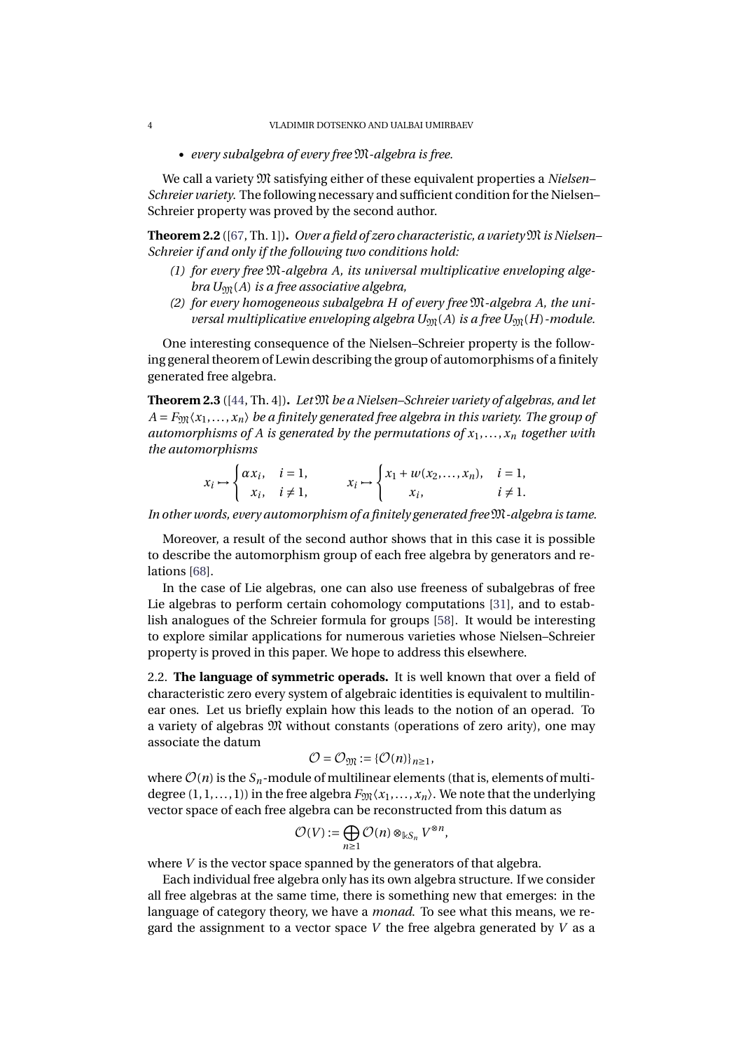- *every subalgebra of every free $\mathfrak{M}$-algebra is free.*

We call a variety $\mathfrak{M}$ satisfying either of these equivalent properties a *Nielsen–Schreier variety.* The following necessary and sufficient condition for the Nielsen–Schreier property was proved by the second author.

**Theorem 2.2** ([67, Th. 1])**.** *Over a field of zero characteristic, a variety $\mathfrak{M}$ is Nielsen–Schreier if and only if the following two conditions hold:*

*(1) for every free $\mathfrak{M}$-algebra $A$, its universal multiplicative enveloping algebra $U_{\mathfrak{M}}(A)$ is a free associative algebra,*

*(2) for every homogeneous subalgebra $H$ of every free $\mathfrak{M}$-algebra $A$, the universal multiplicative enveloping algebra $U_{\mathfrak{M}}(A)$ is a free $U_{\mathfrak{M}}(H)$-module.*

One interesting consequence of the Nielsen–Schreier property is the following general theorem of Lewin describing the group of automorphisms of a finitely generated free algebra.

**Theorem 2.3** ([44, Th. 4])**.** *Let $\mathfrak{M}$ be a Nielsen–Schreier variety of algebras, and let $A = F_{\mathfrak{M}}\langle x_1, \ldots, x_n\rangle$ be a finitely generated free algebra in this variety. The group of automorphisms of $A$ is generated by the permutations of $x_1, \ldots, x_n$ together with the automorphisms*

$$
x_i \mapsto \begin{cases} \alpha x_i, & i = 1, \\ x_i, & i \neq 1, \end{cases} \qquad x_i \mapsto \begin{cases} x_1 + w(x_2, \ldots, x_n), & i = 1, \\ x_i, & i \neq 1. \end{cases}
$$

*In other words, every automorphism of a finitely generated free $\mathfrak{M}$-algebra is tame.*

Moreover, a result of the second author shows that in this case it is possible to describe the automorphism group of each free algebra by generators and relations [68].

In the case of Lie algebras, one can also use freeness of subalgebras of free Lie algebras to perform certain cohomology computations [31], and to establish analogues of the Schreier formula for groups [58]. It would be interesting to explore similar applications for numerous varieties whose Nielsen–Schreier property is proved in this paper. We hope to address this elsewhere.

2.2. **The language of symmetric operads.** It is well known that over a field of characteristic zero every system of algebraic identities is equivalent to multilinear ones. Let us briefly explain how this leads to the notion of an operad. To a variety of algebras $\mathfrak{M}$ without constants (operations of zero arity), one may associate the datum

$$
\mathcal{O} = \mathcal{O}_{\mathfrak{M}} := \{\mathcal{O}(n)\}_{n\geq 1},
$$

where $\mathcal{O}(n)$ is the $S_n$-module of multilinear elements (that is, elements of multidegree $(1, 1, \ldots, 1)$) in the free algebra $F_{\mathfrak{M}}\langle x_1, \ldots, x_n\rangle$. We note that the underlying vector space of each free algebra can be reconstructed from this datum as

$$
\mathcal{O}(V) := \bigoplus_{n\geq 1} \mathcal{O}(n) \otimes_{\Bbbk S_n} V^{\otimes n},
$$

where $V$ is the vector space spanned by the generators of that algebra.

Each individual free algebra only has its own algebra structure. If we consider all free algebras at the same time, there is something new that emerges: in the language of category theory, we have a *monad*. To see what this means, we regard the assignment to a vector space $V$ the free algebra generated by $V$ as a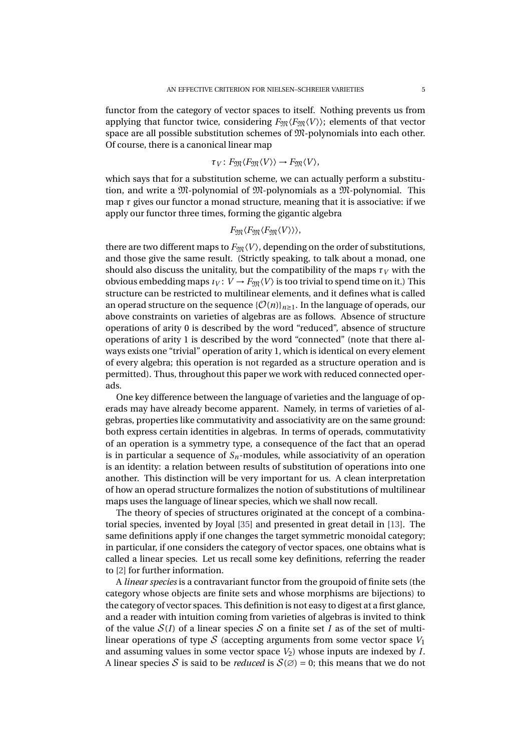functor from the category of vector spaces to itself. Nothing prevents us from applying that functor twice, considering $F_{\mathfrak{M}}\langle F_{\mathfrak{M}}\langle V\rangle\rangle$; elements of that vector space are all possible substitution schemes of $\mathfrak{M}$-polynomials into each other. Of course, there is a canonical linear map

$$\tau_V\colon F_{\mathfrak{M}}\langle F_{\mathfrak{M}}\langle V\rangle\rangle \to F_{\mathfrak{M}}\langle V\rangle,$$

which says that for a substitution scheme, we can actually perform a substitution, and write a $\mathfrak{M}$-polynomial of $\mathfrak{M}$-polynomials as a $\mathfrak{M}$-polynomial. This map $\tau$ gives our functor a monad structure, meaning that it is associative: if we apply our functor three times, forming the gigantic algebra

$$F_{\mathfrak{M}}\langle F_{\mathfrak{M}}\langle F_{\mathfrak{M}}\langle V\rangle\rangle\rangle,$$

there are two different maps to $F_{\mathfrak{M}}\langle V\rangle$, depending on the order of substitutions, and those give the same result. (Strictly speaking, to talk about a monad, one should also discuss the unitality, but the compatibility of the maps $\tau_V$ with the obvious embedding maps $\imath_V\colon V \to F_{\mathfrak{M}}\langle V\rangle$ is too trivial to spend time on it.) This structure can be restricted to multilinear elements, and it defines what is called an operad structure on the sequence $\{\mathcal{O}(n)\}_{n\geq 1}$. In the language of operads, our above constraints on varieties of algebras are as follows. Absence of structure operations of arity 0 is described by the word "reduced", absence of structure operations of arity 1 is described by the word "connected" (note that there always exists one "trivial" operation of arity 1, which is identical on every element of every algebra; this operation is not regarded as a structure operation and is permitted). Thus, throughout this paper we work with reduced connected operads.

One key difference between the language of varieties and the language of operads may have already become apparent. Namely, in terms of varieties of algebras, properties like commutativity and associativity are on the same ground: both express certain identities in algebras. In terms of operads, commutativity of an operation is a symmetry type, a consequence of the fact that an operad is in particular a sequence of $S_n$-modules, while associativity of an operation is an identity: a relation between results of substitution of operations into one another. This distinction will be very important for us. A clean interpretation of how an operad structure formalizes the notion of substitutions of multilinear maps uses the language of linear species, which we shall now recall.

The theory of species of structures originated at the concept of a combinatorial species, invented by Joyal [35] and presented in great detail in [13]. The same definitions apply if one changes the target symmetric monoidal category; in particular, if one considers the category of vector spaces, one obtains what is called a linear species. Let us recall some key definitions, referring the reader to [2] for further information.

A *linear species* is a contravariant functor from the groupoid of finite sets (the category whose objects are finite sets and whose morphisms are bijections) to the category of vector spaces. This definition is not easy to digest at a first glance, and a reader with intuition coming from varieties of algebras is invited to think of the value $\mathcal{S}(I)$ of a linear species $\mathcal{S}$ on a finite set $I$ as of the set of multilinear operations of type $\mathcal{S}$ (accepting arguments from some vector space $V_1$ and assuming values in some vector space $V_2$) whose inputs are indexed by $I$. A linear species $\mathcal{S}$ is said to be *reduced* is $\mathcal{S}(\varnothing) = 0$; this means that we do not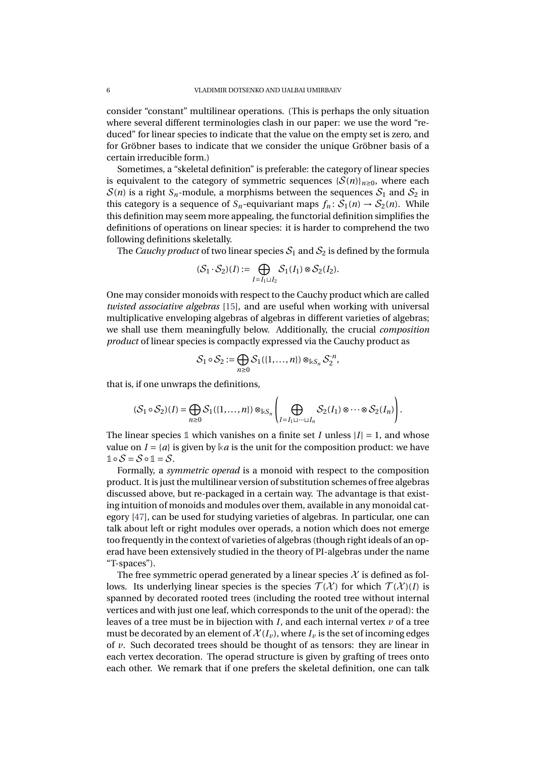consider "constant" multilinear operations. (This is perhaps the only situation where several different terminologies clash in our paper: we use the word "reduced" for linear species to indicate that the value on the empty set is zero, and for Gröbner bases to indicate that we consider the unique Gröbner basis of a certain irreducible form.)

Sometimes, a "skeletal definition" is preferable: the category of linear species is equivalent to the category of symmetric sequences $\{\mathcal{S}(n)\}_{n\geq 0}$, where each $\mathcal{S}(n)$ is a right $S_n$-module, a morphisms between the sequences $\mathcal{S}_1$ and $\mathcal{S}_2$ in this category is a sequence of $S_n$-equivariant maps $f_n\colon \mathcal{S}_1(n)\to\mathcal{S}_2(n)$. While this definition may seem more appealing, the functorial definition simplifies the definitions of operations on linear species: it is harder to comprehend the two following definitions skeletally.

The *Cauchy product* of two linear species $\mathcal{S}_1$ and $\mathcal{S}_2$ is defined by the formula

$$(\mathcal{S}_1\cdot\mathcal{S}_2)(I) := \bigoplus_{I=I_1\sqcup I_2}\mathcal{S}_1(I_1)\otimes\mathcal{S}_2(I_2).$$

One may consider monoids with respect to the Cauchy product which are called *twisted associative algebras* [15], and are useful when working with universal multiplicative enveloping algebras of algebras in different varieties of algebras; we shall use them meaningfully below. Additionally, the crucial *composition product* of linear species is compactly expressed via the Cauchy product as

$$\mathcal{S}_1\circ\mathcal{S}_2 := \bigoplus_{n\geq 0}\mathcal{S}_1(\{1,\ldots,n\})\otimes_{\Bbbk S_n}\mathcal{S}_2^{\cdot n},$$

that is, if one unwraps the definitions,

$$(\mathcal{S}_1\circ\mathcal{S}_2)(I) = \bigoplus_{n\geq 0}\mathcal{S}_1(\{1,\ldots,n\})\otimes_{\Bbbk S_n}\left(\bigoplus_{I=I_1\sqcup\cdots\sqcup I_n}\mathcal{S}_2(I_1)\otimes\cdots\otimes\mathcal{S}_2(I_n)\right).$$

The linear species $\mathbb{1}$ which vanishes on a finite set $I$ unless $|I|=1$, and whose value on $I=\{a\}$ is given by $\Bbbk a$ is the unit for the composition product: we have $\mathbb{1}\circ\mathcal{S}=\mathcal{S}\circ\mathbb{1}=\mathcal{S}$.

Formally, a *symmetric operad* is a monoid with respect to the composition product. It is just the multilinear version of substitution schemes of free algebras discussed above, but re-packaged in a certain way. The advantage is that existing intuition of monoids and modules over them, available in any monoidal category [47], can be used for studying varieties of algebras. In particular, one can talk about left or right modules over operads, a notion which does not emerge too frequently in the context of varieties of algebras (though right ideals of an operad have been extensively studied in the theory of PI-algebras under the name "T-spaces").

The free symmetric operad generated by a linear species $\mathcal{X}$ is defined as follows. Its underlying linear species is the species $\mathcal{T}(\mathcal{X})$ for which $\mathcal{T}(\mathcal{X})(I)$ is spanned by decorated rooted trees (including the rooted tree without internal vertices and with just one leaf, which corresponds to the unit of the operad): the leaves of a tree must be in bijection with $I$, and each internal vertex $v$ of a tree must be decorated by an element of $\mathcal{X}(I_v)$, where $I_v$ is the set of incoming edges of $v$. Such decorated trees should be thought of as tensors: they are linear in each vertex decoration. The operad structure is given by grafting of trees onto each other. We remark that if one prefers the skeletal definition, one can talk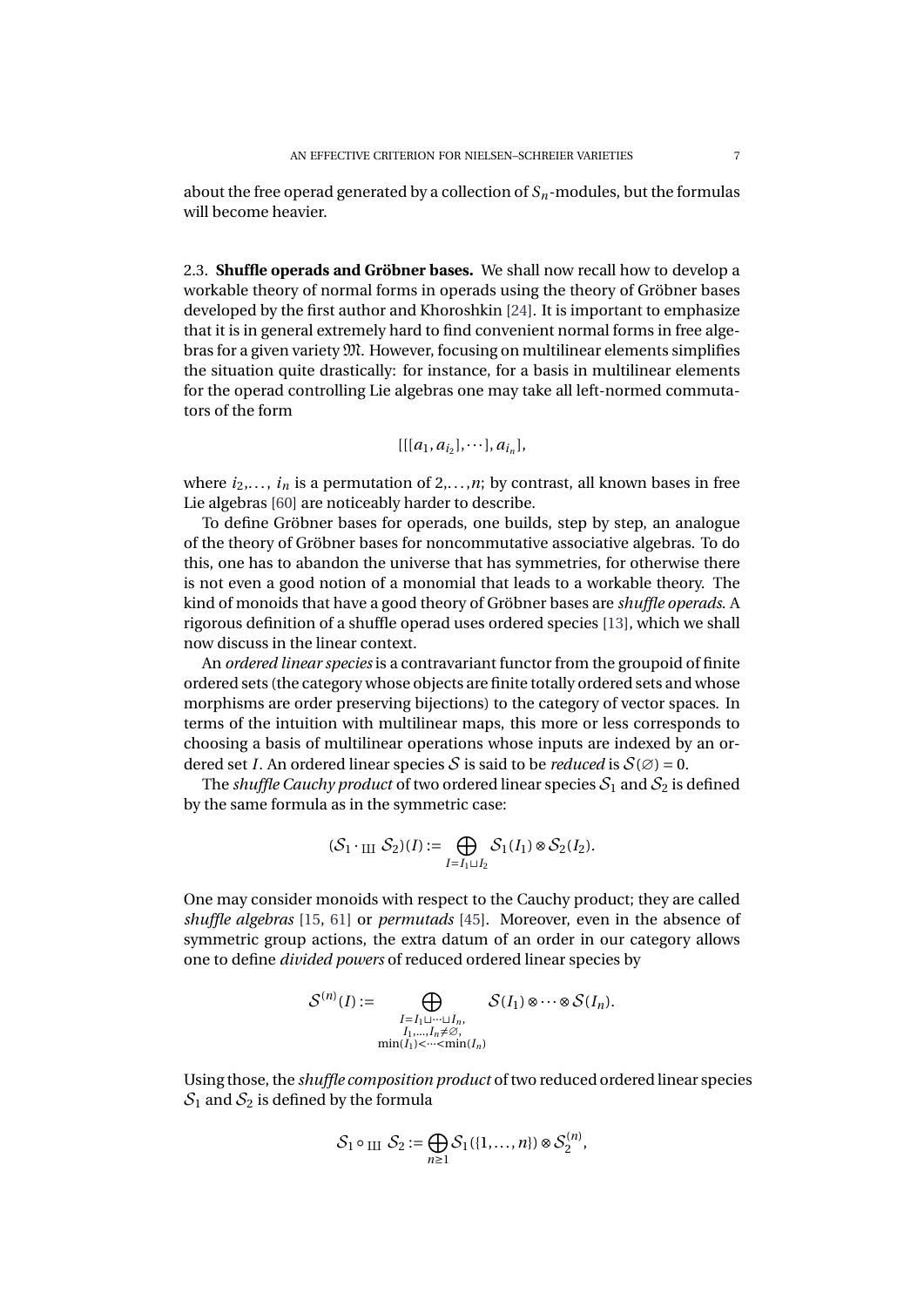about the free operad generated by a collection of $S_n$-modules, but the formulas will become heavier.

### 2.3. **Shuffle operads and Gröbner bases.**

We shall now recall how to develop a workable theory of normal forms in operads using the theory of Gröbner bases developed by the first author and Khoroshkin [24]. It is important to emphasize that it is in general extremely hard to find convenient normal forms in free algebras for a given variety $\mathfrak{M}$. However, focusing on multilinear elements simplifies the situation quite drastically: for instance, for a basis in multilinear elements for the operad controlling Lie algebras one may take all left-normed commutators of the form

$$[[[a_1, a_{i_2}], \cdots], a_{i_n}],$$

where $i_2, \ldots, i_n$ is a permutation of $2, \ldots, n$; by contrast, all known bases in free Lie algebras [60] are noticeably harder to describe.

To define Gröbner bases for operads, one builds, step by step, an analogue of the theory of Gröbner bases for noncommutative associative algebras. To do this, one has to abandon the universe that has symmetries, for otherwise there is not even a good notion of a monomial that leads to a workable theory. The kind of monoids that have a good theory of Gröbner bases are *shuffle operads*. A rigorous definition of a shuffle operad uses ordered species [13], which we shall now discuss in the linear context.

An *ordered linear species* is a contravariant functor from the groupoid of finite ordered sets (the category whose objects are finite totally ordered sets and whose morphisms are order preserving bijections) to the category of vector spaces. In terms of the intuition with multilinear maps, this more or less corresponds to choosing a basis of multilinear operations whose inputs are indexed by an ordered set $I$. An ordered linear species $\mathcal{S}$ is said to be *reduced* is $\mathcal{S}(\varnothing) = 0$.

The *shuffle Cauchy product* of two ordered linear species $\mathcal{S}_1$ and $\mathcal{S}_2$ is defined by the same formula as in the symmetric case:

$$(\mathcal{S}_1 \cdot_{Ш} \mathcal{S}_2)(I) := \bigoplus_{I = I_1 \sqcup I_2} \mathcal{S}_1(I_1) \otimes \mathcal{S}_2(I_2).$$

One may consider monoids with respect to the Cauchy product; they are called *shuffle algebras* [15, 61] or *permutads* [45]. Moreover, even in the absence of symmetric group actions, the extra datum of an order in our category allows one to define *divided powers* of reduced ordered linear species by

$$\mathcal{S}^{(n)}(I) := \bigoplus_{\substack{I = I_1 \sqcup \cdots \sqcup I_n, \\ I_1, \ldots, I_n \neq \varnothing, \\ \min(I_1) < \cdots < \min(I_n)}} \mathcal{S}(I_1) \otimes \cdots \otimes \mathcal{S}(I_n).$$

Using those, the *shuffle composition product* of two reduced ordered linear species $\mathcal{S}_1$ and $\mathcal{S}_2$ is defined by the formula

$$\mathcal{S}_1 \circ_{Ш} \mathcal{S}_2 := \bigoplus_{n \geq 1} \mathcal{S}_1(\{1, \ldots, n\}) \otimes \mathcal{S}_2^{(n)},$$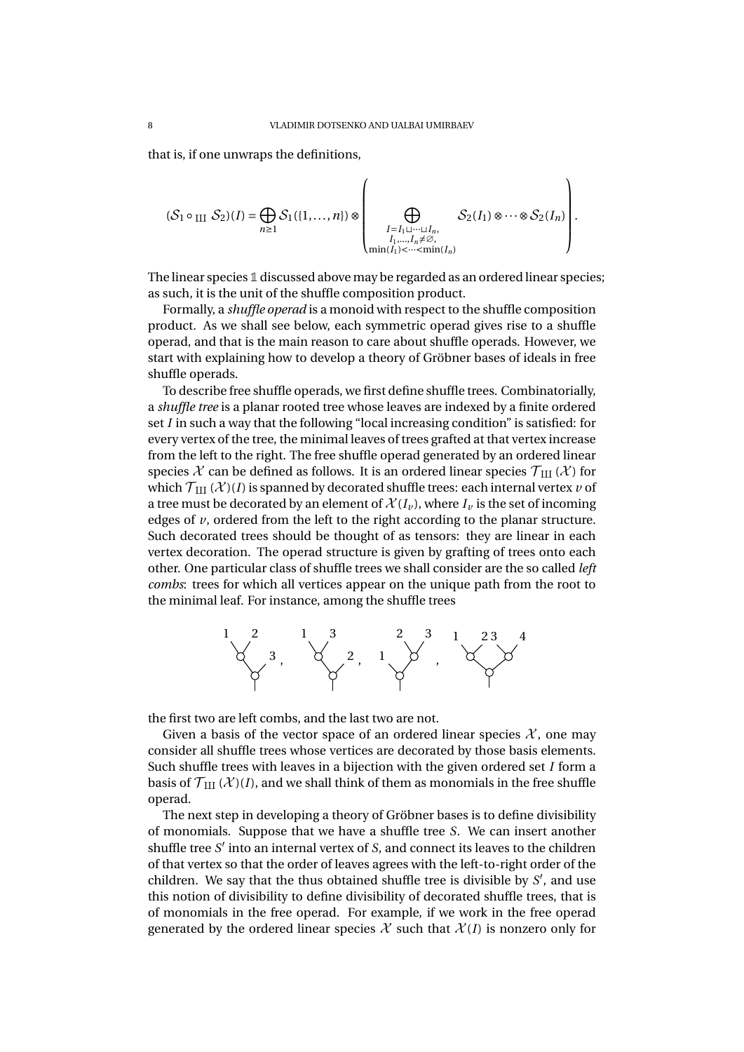that is, if one unwraps the definitions,

$$(\mathcal{S}_1 \circ_{\text{III}} \mathcal{S}_2)(I) = \bigoplus_{n\geq 1} \mathcal{S}_1(\{1,\ldots,n\}) \otimes \left( \bigoplus_{\substack{I=I_1\sqcup\cdots\sqcup I_n,\\ I_1,\ldots,I_n\neq\varnothing,\\ \min(I_1)<\cdots<\min(I_n)}} \mathcal{S}_2(I_1)\otimes\cdots\otimes\mathcal{S}_2(I_n)\right).$$

The linear species $\mathbb{1}$ discussed above may be regarded as an ordered linear species; as such, it is the unit of the shuffle composition product.

Formally, a *shuffle operad* is a monoid with respect to the shuffle composition product. As we shall see below, each symmetric operad gives rise to a shuffle operad, and that is the main reason to care about shuffle operads. However, we start with explaining how to develop a theory of Gröbner bases of ideals in free shuffle operads.

To describe free shuffle operads, we first define shuffle trees. Combinatorially, a *shuffle tree* is a planar rooted tree whose leaves are indexed by a finite ordered set $I$ in such a way that the following "local increasing condition" is satisfied: for every vertex of the tree, the minimal leaves of trees grafted at that vertex increase from the left to the right. The free shuffle operad generated by an ordered linear species $\mathcal{X}$ can be defined as follows. It is an ordered linear species $\mathcal{T}_{\text{III}}(\mathcal{X})$ for which $\mathcal{T}_{\text{III}}(\mathcal{X})(I)$ is spanned by decorated shuffle trees: each internal vertex $v$ of a tree must be decorated by an element of $\mathcal{X}(I_v)$, where $I_v$ is the set of incoming edges of $v$, ordered from the left to the right according to the planar structure. Such decorated trees should be thought of as tensors: they are linear in each vertex decoration. The operad structure is given by grafting of trees onto each other. One particular class of shuffle trees we shall consider are the so called *left combs*: trees for which all vertices appear on the unique path from the root to the minimal leaf. For instance, among the shuffle trees

[trees with leaves: (1 2) 3, (1 3) 2, 1 (2 3), (1 2)(3 4)]

the first two are left combs, and the last two are not.

Given a basis of the vector space of an ordered linear species $\mathcal{X}$, one may consider all shuffle trees whose vertices are decorated by those basis elements. Such shuffle trees with leaves in a bijection with the given ordered set $I$ form a basis of $\mathcal{T}_{\text{III}}(\mathcal{X})(I)$, and we shall think of them as monomials in the free shuffle operad.

The next step in developing a theory of Gröbner bases is to define divisibility of monomials. Suppose that we have a shuffle tree $S$. We can insert another shuffle tree $S'$ into an internal vertex of $S$, and connect its leaves to the children of that vertex so that the order of leaves agrees with the left-to-right order of the children. We say that the thus obtained shuffle tree is divisible by $S'$, and use this notion of divisibility to define divisibility of decorated shuffle trees, that is of monomials in the free operad. For example, if we work in the free operad generated by the ordered linear species $\mathcal{X}$ such that $\mathcal{X}(I)$ is nonzero only for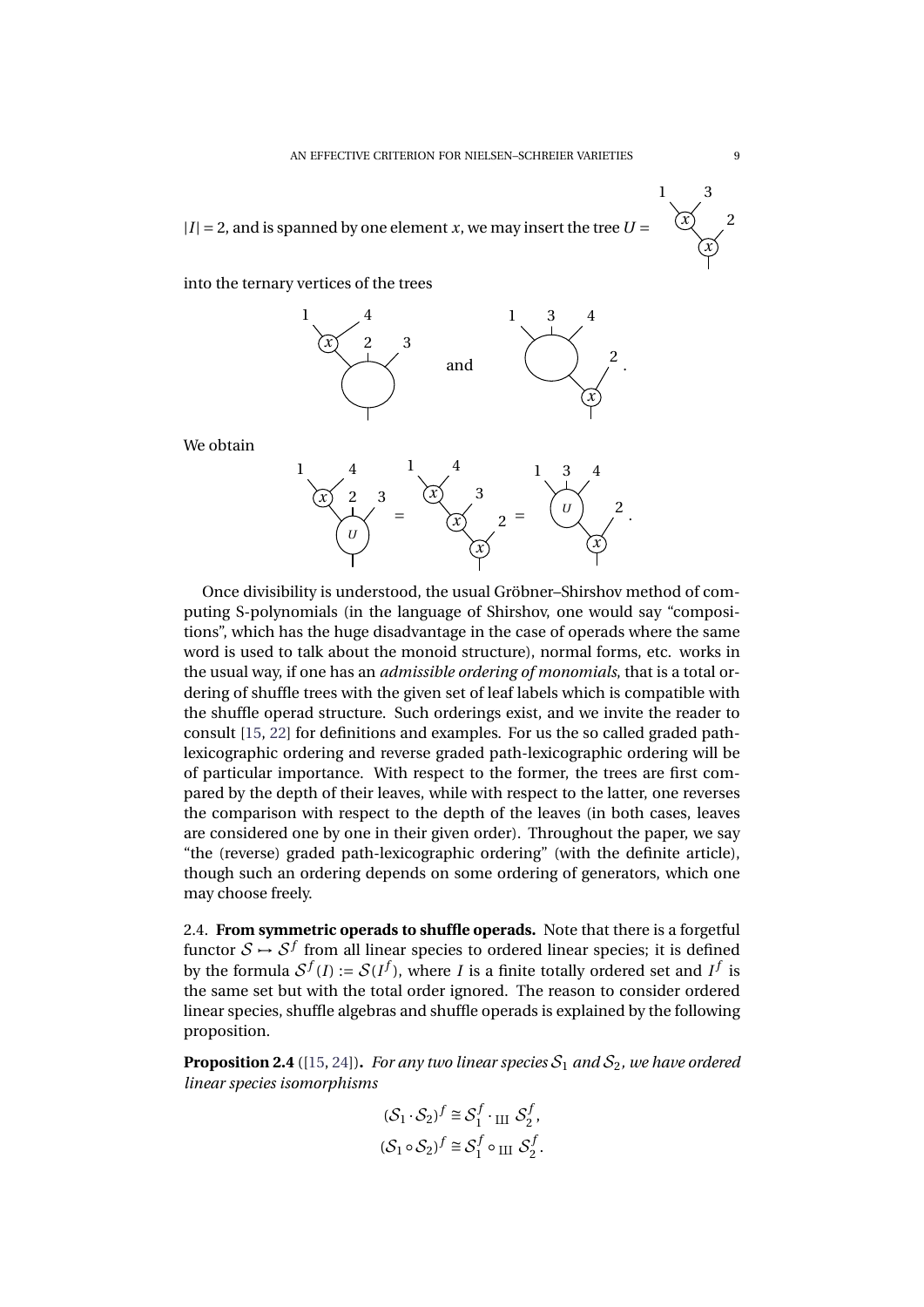$|I|=2$, and is spanned by one element $x$, we may insert the tree $U =$

into the ternary vertices of the trees

and .

We obtain

= = .

Once divisibility is understood, the usual Gröbner–Shirshov method of computing S-polynomials (in the language of Shirshov, one would say "compositions", which has the huge disadvantage in the case of operads where the same word is used to talk about the monoid structure), normal forms, etc. works in the usual way, if one has an *admissible ordering of monomials*, that is a total ordering of shuffle trees with the given set of leaf labels which is compatible with the shuffle operad structure. Such orderings exist, and we invite the reader to consult [15, 22] for definitions and examples. For us the so called graded path-lexicographic ordering and reverse graded path-lexicographic ordering will be of particular importance. With respect to the former, the trees are first compared by the depth of their leaves, while with respect to the latter, one reverses the comparison with respect to the depth of the leaves (in both cases, leaves are considered one by one in their given order). Throughout the paper, we say "the (reverse) graded path-lexicographic ordering" (with the definite article), though such an ordering depends on some ordering of generators, which one may choose freely.

2.4. **From symmetric operads to shuffle operads.** Note that there is a forgetful functor $\mathcal{S} \mapsto \mathcal{S}^f$ from all linear species to ordered linear species; it is defined by the formula $\mathcal{S}^f(I) := \mathcal{S}(I^f)$, where $I$ is a finite totally ordered set and $I^f$ is the same set but with the total order ignored. The reason to consider ordered linear species, shuffle algebras and shuffle operads is explained by the following proposition.

**Proposition 2.4** ([15, 24])**.** *For any two linear species $\mathcal{S}_1$ and $\mathcal{S}_2$, we have ordered linear species isomorphisms*

$$(\mathcal{S}_1 \cdot \mathcal{S}_2)^f \cong \mathcal{S}_1^f \cdot_{\text{III}} \mathcal{S}_2^f,$$
$$(\mathcal{S}_1 \circ \mathcal{S}_2)^f \cong \mathcal{S}_1^f \circ_{\text{III}} \mathcal{S}_2^f.$$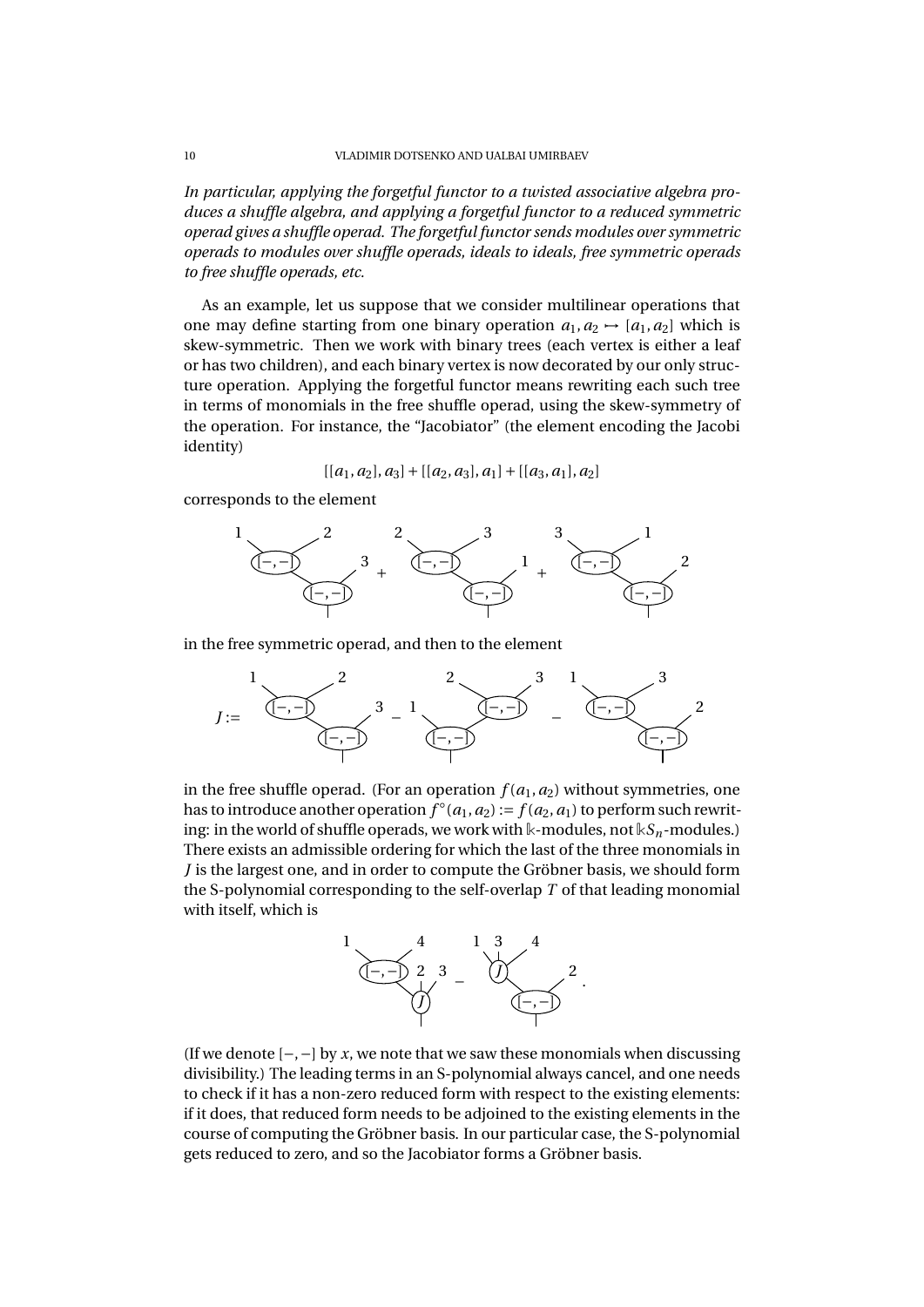*In particular, applying the forgetful functor to a twisted associative algebra produces a shuffle algebra, and applying a forgetful functor to a reduced symmetric operad gives a shuffle operad. The forgetful functor sends modules over symmetric operads to modules over shuffle operads, ideals to ideals, free symmetric operads to free shuffle operads, etc.*

As an example, let us suppose that we consider multilinear operations that one may define starting from one binary operation $a_1, a_2 \mapsto [a_1, a_2]$ which is skew-symmetric. Then we work with binary trees (each vertex is either a leaf or has two children), and each binary vertex is now decorated by our only structure operation. Applying the forgetful functor means rewriting each such tree in terms of monomials in the free shuffle operad, using the skew-symmetry of the operation. For instance, the "Jacobiator" (the element encoding the Jacobi identity)

$$[[a_1, a_2], a_3] + [[a_2, a_3], a_1] + [[a_3, a_1], a_2]$$

corresponds to the element

in the free symmetric operad, and then to the element

$J :=$

in the free shuffle operad. (For an operation $f(a_1, a_2)$ without symmetries, one has to introduce another operation $f^{\circ}(a_1, a_2) := f(a_2, a_1)$ to perform such rewriting: in the world of shuffle operads, we work with $\Bbbk$-modules, not $\Bbbk S_n$-modules.) There exists an admissible ordering for which the last of the three monomials in $J$ is the largest one, and in order to compute the Gröbner basis, we should form the S-polynomial corresponding to the self-overlap $T$ of that leading monomial with itself, which is

(If we denote $[-,-]$ by $x$, we note that we saw these monomials when discussing divisibility.) The leading terms in an S-polynomial always cancel, and one needs to check if it has a non-zero reduced form with respect to the existing elements: if it does, that reduced form needs to be adjoined to the existing elements in the course of computing the Gröbner basis. In our particular case, the S-polynomial gets reduced to zero, and so the Jacobiator forms a Gröbner basis.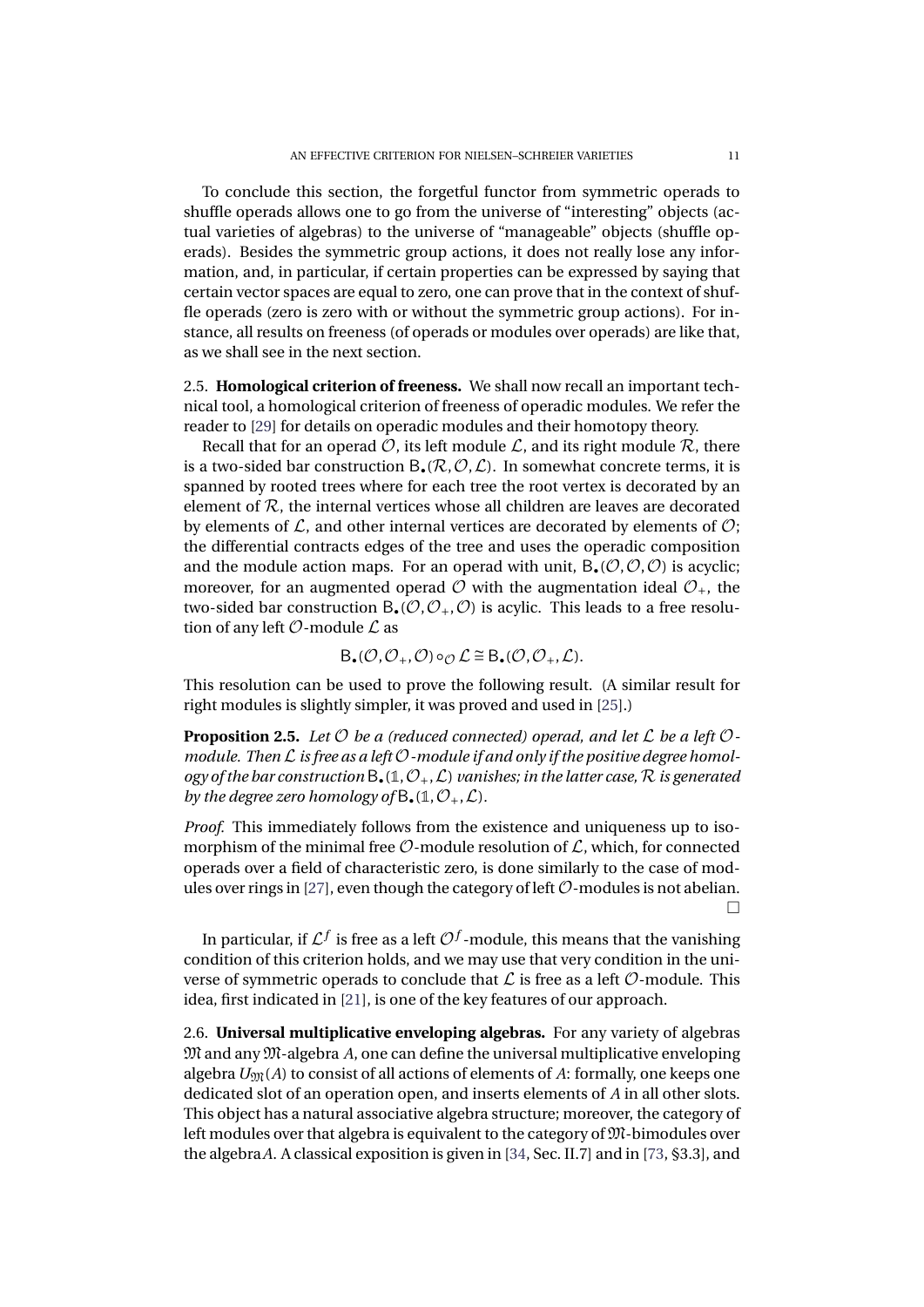To conclude this section, the forgetful functor from symmetric operads to shuffle operads allows one to go from the universe of "interesting" objects (actual varieties of algebras) to the universe of "manageable" objects (shuffle operads). Besides the symmetric group actions, it does not really lose any information, and, in particular, if certain properties can be expressed by saying that certain vector spaces are equal to zero, one can prove that in the context of shuffle operads (zero is zero with or without the symmetric group actions). For instance, all results on freeness (of operads or modules over operads) are like that, as we shall see in the next section.

2.5. **Homological criterion of freeness.** We shall now recall an important technical tool, a homological criterion of freeness of operadic modules. We refer the reader to [29] for details on operadic modules and their homotopy theory.

Recall that for an operad $\mathcal{O}$, its left module $\mathcal{L}$, and its right module $\mathcal{R}$, there is a two-sided bar construction $\mathsf{B}_\bullet(\mathcal{R},\mathcal{O},\mathcal{L})$. In somewhat concrete terms, it is spanned by rooted trees where for each tree the root vertex is decorated by an element of $\mathcal{R}$, the internal vertices whose all children are leaves are decorated by elements of $\mathcal{L}$, and other internal vertices are decorated by elements of $\mathcal{O}$; the differential contracts edges of the tree and uses the operadic composition and the module action maps. For an operad with unit, $\mathsf{B}_\bullet(\mathcal{O},\mathcal{O},\mathcal{O})$ is acyclic; moreover, for an augmented operad $\mathcal{O}$ with the augmentation ideal $\mathcal{O}_+$, the two-sided bar construction $\mathsf{B}_\bullet(\mathcal{O},\mathcal{O}_+,\mathcal{O})$ is acylic. This leads to a free resolution of any left $\mathcal{O}$-module $\mathcal{L}$ as

$$\mathsf{B}_\bullet(\mathcal{O},\mathcal{O}_+,\mathcal{O})\circ_{\mathcal{O}}\mathcal{L}\cong\mathsf{B}_\bullet(\mathcal{O},\mathcal{O}_+,\mathcal{L}).$$

This resolution can be used to prove the following result. (A similar result for right modules is slightly simpler, it was proved and used in [25].)

**Proposition 2.5.** *Let $\mathcal{O}$ be a (reduced connected) operad, and let $\mathcal{L}$ be a left $\mathcal{O}$-module. Then $\mathcal{L}$ is free as a left $\mathcal{O}$-module if and only if the positive degree homology of the bar construction $\mathsf{B}_\bullet(\mathbb{1},\mathcal{O}_+,\mathcal{L})$ vanishes; in the latter case, $\mathcal{R}$ is generated by the degree zero homology of $\mathsf{B}_\bullet(\mathbb{1},\mathcal{O}_+,\mathcal{L})$.*

*Proof.* This immediately follows from the existence and uniqueness up to isomorphism of the minimal free $\mathcal{O}$-module resolution of $\mathcal{L}$, which, for connected operads over a field of characteristic zero, is done similarly to the case of modules over rings in [27], even though the category of left $\mathcal{O}$-modules is not abelian. □

In particular, if $\mathcal{L}^f$ is free as a left $\mathcal{O}^f$-module, this means that the vanishing condition of this criterion holds, and we may use that very condition in the universe of symmetric operads to conclude that $\mathcal{L}$ is free as a left $\mathcal{O}$-module. This idea, first indicated in [21], is one of the key features of our approach.

2.6. **Universal multiplicative enveloping algebras.** For any variety of algebras $\mathfrak{M}$ and any $\mathfrak{M}$-algebra $A$, one can define the universal multiplicative enveloping algebra $U_{\mathfrak{M}}(A)$ to consist of all actions of elements of $A$: formally, one keeps one dedicated slot of an operation open, and inserts elements of $A$ in all other slots. This object has a natural associative algebra structure; moreover, the category of left modules over that algebra is equivalent to the category of $\mathfrak{M}$-bimodules over the algebra $A$. A classical exposition is given in [34, Sec. II.7] and in [73, §3.3], and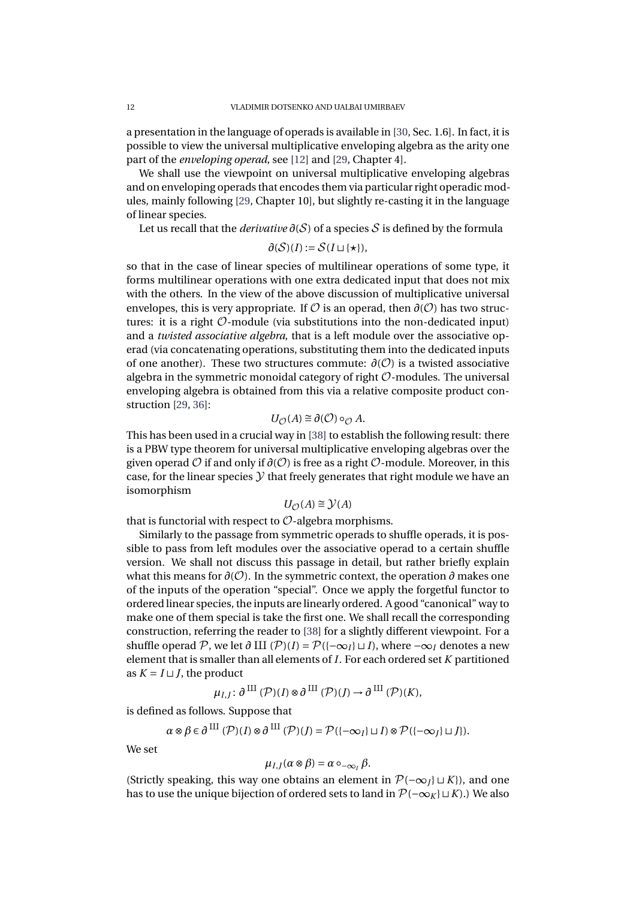a presentation in the language of operads is available in [30, Sec. 1.6]. In fact, it is possible to view the universal multiplicative enveloping algebra as the arity one part of the *enveloping operad*, see [12] and [29, Chapter 4].

We shall use the viewpoint on universal multiplicative enveloping algebras and on enveloping operads that encodes them via particular right operadic modules, mainly following [29, Chapter 10], but slightly re-casting it in the language of linear species.

Let us recall that the *derivative* $\partial(\mathcal{S})$ of a species $\mathcal{S}$ is defined by the formula

$$\partial(\mathcal{S})(I) := \mathcal{S}(I \sqcup \{\star\}),$$

so that in the case of linear species of multilinear operations of some type, it forms multilinear operations with one extra dedicated input that does not mix with the others. In the view of the above discussion of multiplicative universal envelopes, this is very appropriate. If $\mathcal{O}$ is an operad, then $\partial(\mathcal{O})$ has two structures: it is a right $\mathcal{O}$-module (via substitutions into the non-dedicated input) and a *twisted associative algebra*, that is a left module over the associative operad (via concatenating operations, substituting them into the dedicated inputs of one another). These two structures commute: $\partial(\mathcal{O})$ is a twisted associative algebra in the symmetric monoidal category of right $\mathcal{O}$-modules. The universal enveloping algebra is obtained from this via a relative composite product construction [29, 36]:

$$U_{\mathcal{O}}(A) \cong \partial(\mathcal{O}) \circ_{\mathcal{O}} A.$$

This has been used in a crucial way in [38] to establish the following result: there is a PBW type theorem for universal multiplicative enveloping algebras over the given operad $\mathcal{O}$ if and only if $\partial(\mathcal{O})$ is free as a right $\mathcal{O}$-module. Moreover, in this case, for the linear species $\mathcal{Y}$ that freely generates that right module we have an isomorphism

$$U_{\mathcal{O}}(A) \cong \mathcal{Y}(A)$$

that is functorial with respect to $\mathcal{O}$-algebra morphisms.

Similarly to the passage from symmetric operads to shuffle operads, it is possible to pass from left modules over the associative operad to a certain shuffle version. We shall not discuss this passage in detail, but rather briefly explain what this means for $\partial(\mathcal{O})$. In the symmetric context, the operation $\partial$ makes one of the inputs of the operation "special". Once we apply the forgetful functor to ordered linear species, the inputs are linearly ordered. A good "canonical" way to make one of them special is take the first one. We shall recall the corresponding construction, referring the reader to [38] for a slightly different viewpoint. For a shuffle operad $\mathcal{P}$, we let $\partial^{\text{Ш}}(\mathcal{P})(I) = \mathcal{P}(\{-\infty_I\} \sqcup I)$, where $-\infty_I$ denotes a new element that is smaller than all elements of $I$. For each ordered set $K$ partitioned as $K = I \sqcup J$, the product

$$\mu_{I,J} \colon \partial^{\text{Ш}}(\mathcal{P})(I) \otimes \partial^{\text{Ш}}(\mathcal{P})(J) \to \partial^{\text{Ш}}(\mathcal{P})(K),$$

is defined as follows. Suppose that

$$\alpha \otimes \beta \in \partial^{\text{Ш}}(\mathcal{P})(I) \otimes \partial^{\text{Ш}}(\mathcal{P})(J) = \mathcal{P}(\{-\infty_I\} \sqcup I) \otimes \mathcal{P}(\{-\infty_J\} \sqcup J\}).$$

We set

$$\mu_{I,J}(\alpha \otimes \beta) = \alpha \circ_{-\infty_I} \beta.$$

(Strictly speaking, this way one obtains an element in $\mathcal{P}(-\infty_J\} \sqcup K\})$, and one has to use the unique bijection of ordered sets to land in $\mathcal{P}(-\infty_K\} \sqcup K)$.) We also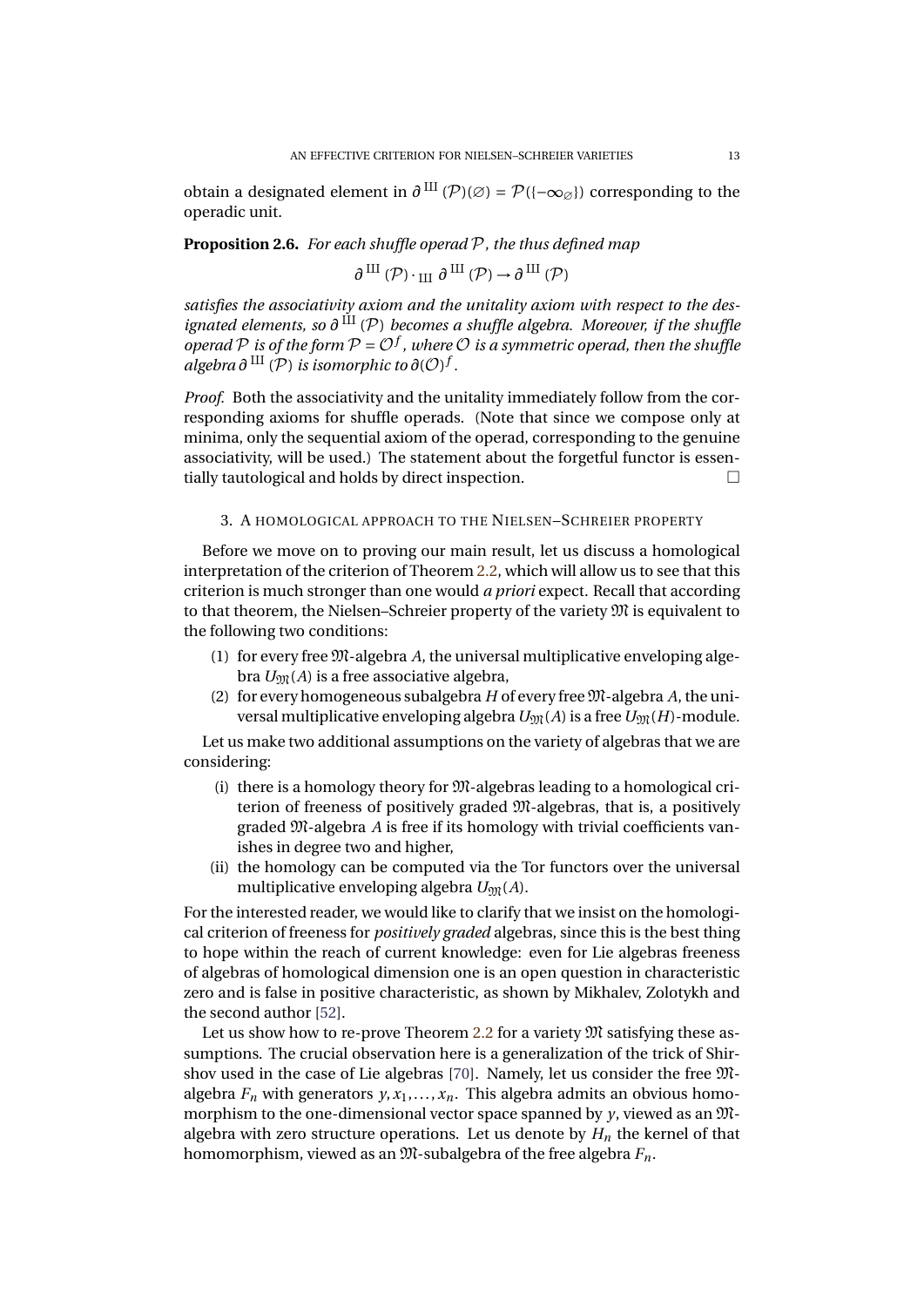obtain a designated element in $\partial^{\text{III}}(\mathcal{P})(\varnothing) = \mathcal{P}(\{-\infty_{\varnothing}\})$ corresponding to the operadic unit.

**Proposition 2.6.** *For each shuffle operad $\mathcal{P}$, the thus defined map*

$$\partial^{\text{III}}(\mathcal{P}) \cdot_{\text{III}} \partial^{\text{III}}(\mathcal{P}) \to \partial^{\text{III}}(\mathcal{P})$$

*satisfies the associativity axiom and the unitality axiom with respect to the designated elements, so $\partial^{\text{III}}(\mathcal{P})$ becomes a shuffle algebra. Moreover, if the shuffle operad $\mathcal{P}$ is of the form $\mathcal{P} = \mathcal{O}^f$, where $\mathcal{O}$ is a symmetric operad, then the shuffle algebra $\partial^{\text{III}}(\mathcal{P})$ is isomorphic to $\partial(\mathcal{O})^f$.*

*Proof.* Both the associativity and the unitality immediately follow from the corresponding axioms for shuffle operads. (Note that since we compose only at minima, only the sequential axiom of the operad, corresponding to the genuine associativity, will be used.) The statement about the forgetful functor is essentially tautological and holds by direct inspection. □

## 3. A homological approach to the Nielsen–Schreier property

Before we move on to proving our main result, let us discuss a homological interpretation of the criterion of Theorem 2.2, which will allow us to see that this criterion is much stronger than one would *a priori* expect. Recall that according to that theorem, the Nielsen–Schreier property of the variety $\mathfrak{M}$ is equivalent to the following two conditions:

(1) for every free $\mathfrak{M}$-algebra $A$, the universal multiplicative enveloping algebra $U_{\mathfrak{M}}(A)$ is a free associative algebra,
(2) for every homogeneous subalgebra $H$ of every free $\mathfrak{M}$-algebra $A$, the universal multiplicative enveloping algebra $U_{\mathfrak{M}}(A)$ is a free $U_{\mathfrak{M}}(H)$-module.

Let us make two additional assumptions on the variety of algebras that we are considering:

(i) there is a homology theory for $\mathfrak{M}$-algebras leading to a homological criterion of freeness of positively graded $\mathfrak{M}$-algebras, that is, a positively graded $\mathfrak{M}$-algebra $A$ is free if its homology with trivial coefficients vanishes in degree two and higher,
(ii) the homology can be computed via the Tor functors over the universal multiplicative enveloping algebra $U_{\mathfrak{M}}(A)$.

For the interested reader, we would like to clarify that we insist on the homological criterion of freeness for *positively graded* algebras, since this is the best thing to hope within the reach of current knowledge: even for Lie algebras freeness of algebras of homological dimension one is an open question in characteristic zero and is false in positive characteristic, as shown by Mikhalev, Zolotykh and the second author [52].

Let us show how to re-prove Theorem 2.2 for a variety $\mathfrak{M}$ satisfying these assumptions. The crucial observation here is a generalization of the trick of Shirshov used in the case of Lie algebras [70]. Namely, let us consider the free $\mathfrak{M}$-algebra $F_n$ with generators $y, x_1, \ldots, x_n$. This algebra admits an obvious homomorphism to the one-dimensional vector space spanned by $y$, viewed as an $\mathfrak{M}$-algebra with zero structure operations. Let us denote by $H_n$ the kernel of that homomorphism, viewed as an $\mathfrak{M}$-subalgebra of the free algebra $F_n$.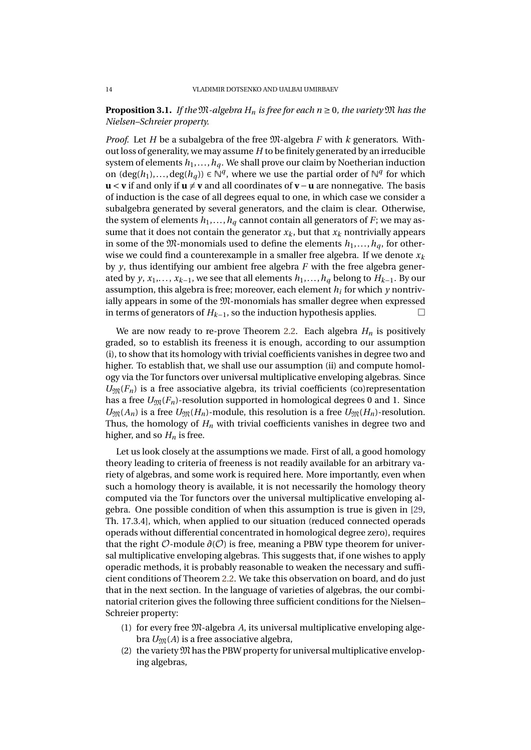**Proposition 3.1.** *If the $\mathfrak{M}$-algebra $H_n$ is free for each $n \geq 0$, the variety $\mathfrak{M}$ has the Nielsen–Schreier property.*

*Proof.* Let $H$ be a subalgebra of the free $\mathfrak{M}$-algebra $F$ with $k$ generators. Without loss of generality, we may assume $H$ to be finitely generated by an irreducible system of elements $h_1, \ldots, h_q$. We shall prove our claim by Noetherian induction on $(\deg(h_1), \ldots, \deg(h_q)) \in \mathbb{N}^q$, where we use the partial order of $\mathbb{N}^q$ for which $\mathbf{u} < \mathbf{v}$ if and only if $\mathbf{u} \neq \mathbf{v}$ and all coordinates of $\mathbf{v} - \mathbf{u}$ are nonnegative. The basis of induction is the case of all degrees equal to one, in which case we consider a subalgebra generated by several generators, and the claim is clear. Otherwise, the system of elements $h_1, \ldots, h_q$ cannot contain all generators of $F$; we may assume that it does not contain the generator $x_k$, but that $x_k$ nontrivially appears in some of the $\mathfrak{M}$-monomials used to define the elements $h_1, \ldots, h_q$, for otherwise we could find a counterexample in a smaller free algebra. If we denote $x_k$ by $y$, thus identifying our ambient free algebra $F$ with the free algebra generated by $y$, $x_1, \ldots, x_{k-1}$, we see that all elements $h_1, \ldots, h_q$ belong to $H_{k-1}$. By our assumption, this algebra is free; moreover, each element $h_i$ for which $y$ nontrivially appears in some of the $\mathfrak{M}$-monomials has smaller degree when expressed in terms of generators of $H_{k-1}$, so the induction hypothesis applies. $\square$

We are now ready to re-prove Theorem 2.2. Each algebra $H_n$ is positively graded, so to establish its freeness it is enough, according to our assumption (i), to show that its homology with trivial coefficients vanishes in degree two and higher. To establish that, we shall use our assumption (ii) and compute homology via the Tor functors over universal multiplicative enveloping algebras. Since $U_{\mathfrak{M}}(F_n)$ is a free associative algebra, its trivial coefficients (co)representation has a free $U_{\mathfrak{M}}(F_n)$-resolution supported in homological degrees 0 and 1. Since $U_{\mathfrak{M}}(A_n)$ is a free $U_{\mathfrak{M}}(H_n)$-module, this resolution is a free $U_{\mathfrak{M}}(H_n)$-resolution. Thus, the homology of $H_n$ with trivial coefficients vanishes in degree two and higher, and so $H_n$ is free.

Let us look closely at the assumptions we made. First of all, a good homology theory leading to criteria of freeness is not readily available for an arbitrary variety of algebras, and some work is required here. More importantly, even when such a homology theory is available, it is not necessarily the homology theory computed via the Tor functors over the universal multiplicative enveloping algebra. One possible condition of when this assumption is true is given in [29, Th. 17.3.4], which, when applied to our situation (reduced connected operads operads without differential concentrated in homological degree zero), requires that the right $\mathcal{O}$-module $\partial(\mathcal{O})$ is free, meaning a PBW type theorem for universal multiplicative enveloping algebras. This suggests that, if one wishes to apply operadic methods, it is probably reasonable to weaken the necessary and sufficient conditions of Theorem 2.2. We take this observation on board, and do just that in the next section. In the language of varieties of algebras, the our combinatorial criterion gives the following three sufficient conditions for the Nielsen–Schreier property:

(1) for every free $\mathfrak{M}$-algebra $A$, its universal multiplicative enveloping algebra $U_{\mathfrak{M}}(A)$ is a free associative algebra,
(2) the variety $\mathfrak{M}$ has the PBW property for universal multiplicative enveloping algebras,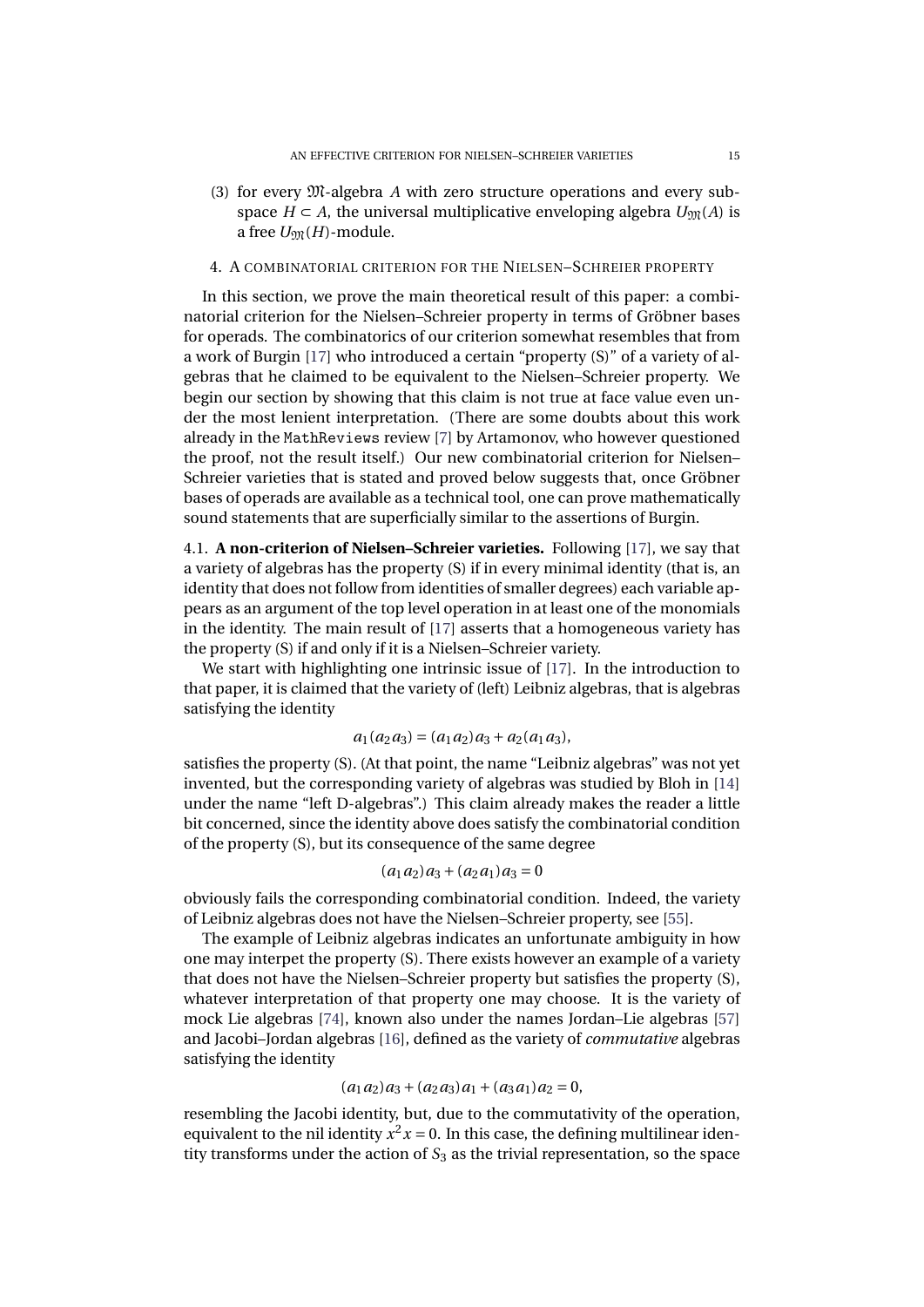(3) for every $\mathfrak{M}$-algebra $A$ with zero structure operations and every subspace $H \subset A$, the universal multiplicative enveloping algebra $U_{\mathfrak{M}}(A)$ is a free $U_{\mathfrak{M}}(H)$-module.

## 4. A combinatorial criterion for the Nielsen–Schreier property

In this section, we prove the main theoretical result of this paper: a combinatorial criterion for the Nielsen–Schreier property in terms of Gröbner bases for operads. The combinatorics of our criterion somewhat resembles that from a work of Burgin [17] who introduced a certain "property (S)" of a variety of algebras that he claimed to be equivalent to the Nielsen–Schreier property. We begin our section by showing that this claim is not true at face value even under the most lenient interpretation. (There are some doubts about this work already in the `MathReviews` review [7] by Artamonov, who however questioned the proof, not the result itself.) Our new combinatorial criterion for Nielsen–Schreier varieties that is stated and proved below suggests that, once Gröbner bases of operads are available as a technical tool, one can prove mathematically sound statements that are superficially similar to the assertions of Burgin.

4.1. **A non-criterion of Nielsen–Schreier varieties.** Following [17], we say that a variety of algebras has the property (S) if in every minimal identity (that is, an identity that does not follow from identities of smaller degrees) each variable appears as an argument of the top level operation in at least one of the monomials in the identity. The main result of [17] asserts that a homogeneous variety has the property (S) if and only if it is a Nielsen–Schreier variety.

We start with highlighting one intrinsic issue of [17]. In the introduction to that paper, it is claimed that the variety of (left) Leibniz algebras, that is algebras satisfying the identity

$$a_1(a_2a_3) = (a_1a_2)a_3 + a_2(a_1a_3),$$

satisfies the property (S). (At that point, the name "Leibniz algebras" was not yet invented, but the corresponding variety of algebras was studied by Bloh in [14] under the name "left D-algebras".) This claim already makes the reader a little bit concerned, since the identity above does satisfy the combinatorial condition of the property (S), but its consequence of the same degree

$$(a_1a_2)a_3 + (a_2a_1)a_3 = 0$$

obviously fails the corresponding combinatorial condition. Indeed, the variety of Leibniz algebras does not have the Nielsen–Schreier property, see [55].

The example of Leibniz algebras indicates an unfortunate ambiguity in how one may interpet the property (S). There exists however an example of a variety that does not have the Nielsen–Schreier property but satisfies the property (S), whatever interpretation of that property one may choose. It is the variety of mock Lie algebras [74], known also under the names Jordan–Lie algebras [57] and Jacobi–Jordan algebras [16], defined as the variety of *commutative* algebras satisfying the identity

$$(a_1a_2)a_3 + (a_2a_3)a_1 + (a_3a_1)a_2 = 0,$$

resembling the Jacobi identity, but, due to the commutativity of the operation, equivalent to the nil identity $x^2x = 0$. In this case, the defining multilinear identity transforms under the action of $S_3$ as the trivial representation, so the space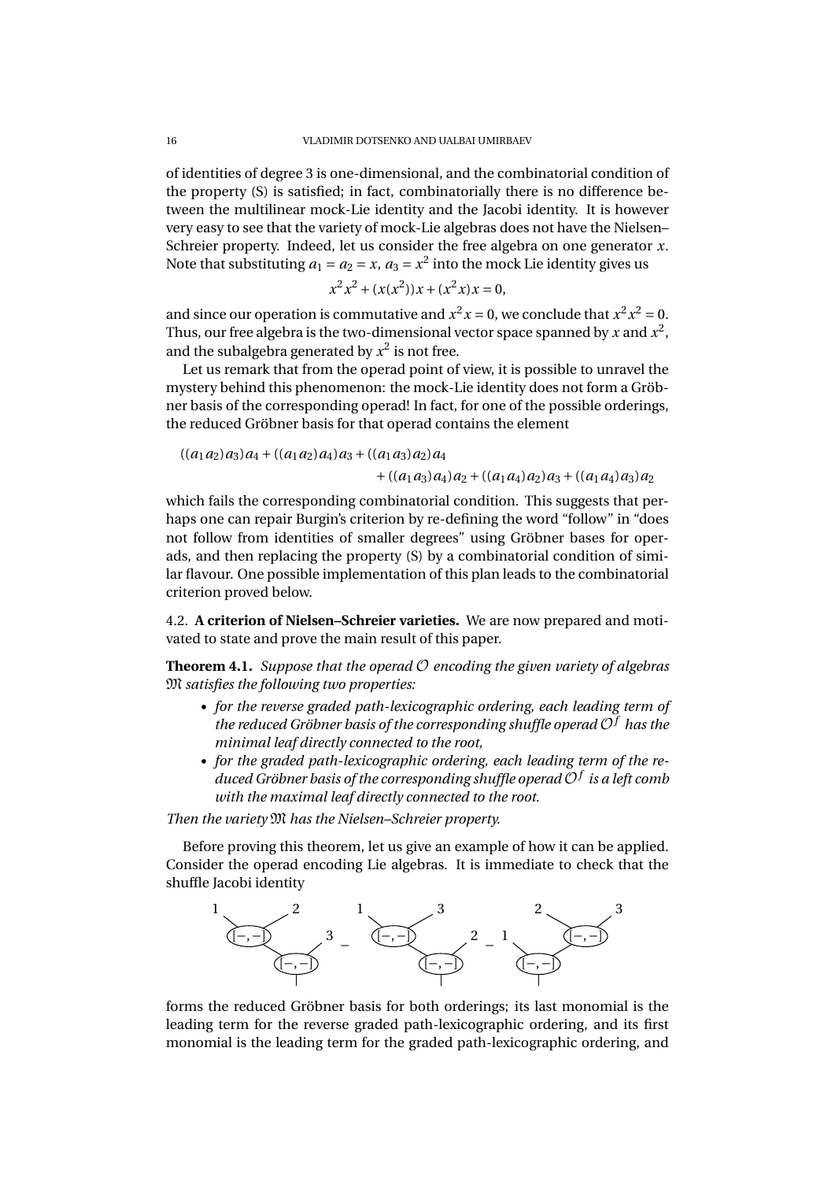of identities of degree 3 is one-dimensional, and the combinatorial condition of the property (S) is satisfied; in fact, combinatorially there is no difference between the multilinear mock-Lie identity and the Jacobi identity. It is however very easy to see that the variety of mock-Lie algebras does not have the Nielsen–Schreier property. Indeed, let us consider the free algebra on one generator $x$. Note that substituting $a_1 = a_2 = x$, $a_3 = x^2$ into the mock Lie identity gives us

$$x^2x^2 + (x(x^2))x + (x^2x)x = 0,$$

and since our operation is commutative and $x^2x = 0$, we conclude that $x^2x^2 = 0$. Thus, our free algebra is the two-dimensional vector space spanned by $x$ and $x^2$, and the subalgebra generated by $x^2$ is not free.

Let us remark that from the operad point of view, it is possible to unravel the mystery behind this phenomenon: the mock-Lie identity does not form a Gröbner basis of the corresponding operad! In fact, for one of the possible orderings, the reduced Gröbner basis for that operad contains the element

$$((a_1a_2)a_3)a_4 + ((a_1a_2)a_4)a_3 + ((a_1a_3)a_2)a_4 + ((a_1a_3)a_4)a_2 + ((a_1a_4)a_2)a_3 + ((a_1a_4)a_3)a_2$$

which fails the corresponding combinatorial condition. This suggests that perhaps one can repair Burgin's criterion by re-defining the word "follow" in "does not follow from identities of smaller degrees" using Gröbner bases for operads, and then replacing the property (S) by a combinatorial condition of similar flavour. One possible implementation of this plan leads to the combinatorial criterion proved below.

4.2. **A criterion of Nielsen–Schreier varieties.** We are now prepared and motivated to state and prove the main result of this paper.

**Theorem 4.1.** *Suppose that the operad $\mathcal{O}$ encoding the given variety of algebras $\mathfrak{M}$ satisfies the following two properties:*

- *for the reverse graded path-lexicographic ordering, each leading term of the reduced Gröbner basis of the corresponding shuffle operad $\mathcal{O}^f$ has the minimal leaf directly connected to the root,*
- *for the graded path-lexicographic ordering, each leading term of the reduced Gröbner basis of the corresponding shuffle operad $\mathcal{O}^f$ is a left comb with the maximal leaf directly connected to the root.*

*Then the variety $\mathfrak{M}$ has the Nielsen–Schreier property.*

Before proving this theorem, let us give an example of how it can be applied. Consider the operad encoding Lie algebras. It is immediate to check that the shuffle Jacobi identity

$$[[a_1,a_2],a_3] - [[a_1,a_3],a_2] - [a_1,[a_2,a_3]]$$

forms the reduced Gröbner basis for both orderings; its last monomial is the leading term for the reverse graded path-lexicographic ordering, and its first monomial is the leading term for the graded path-lexicographic ordering, and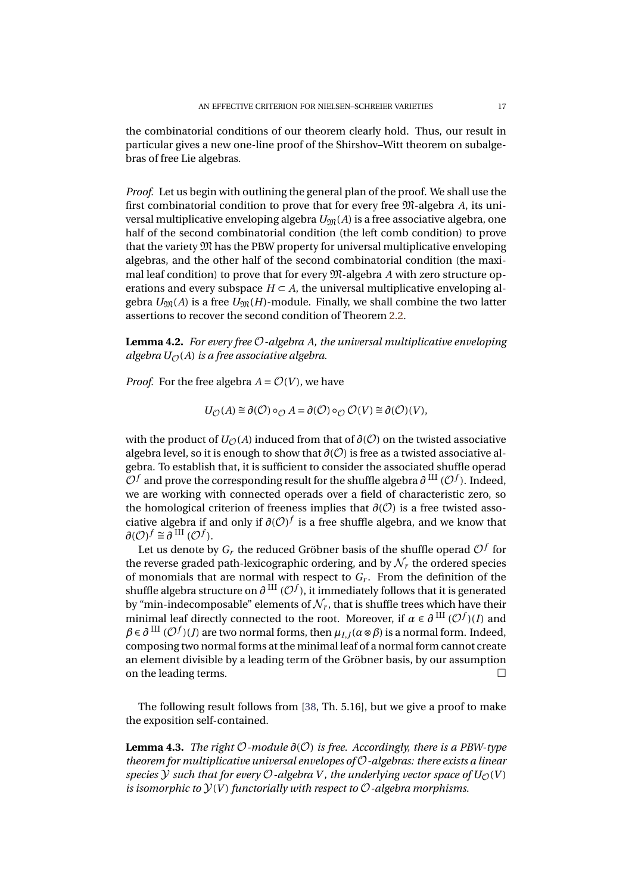the combinatorial conditions of our theorem clearly hold. Thus, our result in particular gives a new one-line proof of the Shirshov–Witt theorem on subalgebras of free Lie algebras.

*Proof.* Let us begin with outlining the general plan of the proof. We shall use the first combinatorial condition to prove that for every free $\mathfrak{M}$-algebra $A$, its universal multiplicative enveloping algebra $U_{\mathfrak{M}}(A)$ is a free associative algebra, one half of the second combinatorial condition (the left comb condition) to prove that the variety $\mathfrak{M}$ has the PBW property for universal multiplicative enveloping algebras, and the other half of the second combinatorial condition (the maximal leaf condition) to prove that for every $\mathfrak{M}$-algebra $A$ with zero structure operations and every subspace $H \subset A$, the universal multiplicative enveloping algebra $U_{\mathfrak{M}}(A)$ is a free $U_{\mathfrak{M}}(H)$-module. Finally, we shall combine the two latter assertions to recover the second condition of Theorem 2.2.

**Lemma 4.2.** *For every free $\mathcal{O}$-algebra $A$, the universal multiplicative enveloping algebra $U_{\mathcal{O}}(A)$ is a free associative algebra.*

*Proof.* For the free algebra $A = \mathcal{O}(V)$, we have

$$U_{\mathcal{O}}(A) \cong \partial(\mathcal{O}) \circ_{\mathcal{O}} A = \partial(\mathcal{O}) \circ_{\mathcal{O}} \mathcal{O}(V) \cong \partial(\mathcal{O})(V),$$

with the product of $U_{\mathcal{O}}(A)$ induced from that of $\partial(\mathcal{O})$ on the twisted associative algebra level, so it is enough to show that $\partial(\mathcal{O})$ is free as a twisted associative algebra. To establish that, it is sufficient to consider the associated shuffle operad $\mathcal{O}^f$ and prove the corresponding result for the shuffle algebra $\partial^{\text{III}}(\mathcal{O}^f)$. Indeed, we are working with connected operads over a field of characteristic zero, so the homological criterion of freeness implies that $\partial(\mathcal{O})$ is a free twisted associative algebra if and only if $\partial(\mathcal{O})^f$ is a free shuffle algebra, and we know that $\partial(\mathcal{O})^f \cong \partial^{\text{III}}(\mathcal{O}^f)$.

Let us denote by $G_r$ the reduced Gröbner basis of the shuffle operad $\mathcal{O}^f$ for the reverse graded path-lexicographic ordering, and by $\mathcal{N}_r$ the ordered species of monomials that are normal with respect to $G_r$. From the definition of the shuffle algebra structure on $\partial^{\text{III}}(\mathcal{O}^f)$, it immediately follows that it is generated by "min-indecomposable" elements of $\mathcal{N}_r$, that is shuffle trees which have their minimal leaf directly connected to the root. Moreover, if $\alpha \in \partial^{\text{III}}(\mathcal{O}^f)(I)$ and $\beta \in \partial^{\text{III}}(\mathcal{O}^f)(J)$ are two normal forms, then $\mu_{I,J}(\alpha \otimes \beta)$ is a normal form. Indeed, composing two normal forms at the minimal leaf of a normal form cannot create an element divisible by a leading term of the Gröbner basis, by our assumption on the leading terms. □

The following result follows from [38, Th. 5.16], but we give a proof to make the exposition self-contained.

**Lemma 4.3.** *The right $\mathcal{O}$-module $\partial(\mathcal{O})$ is free. Accordingly, there is a PBW-type theorem for multiplicative universal envelopes of $\mathcal{O}$-algebras: there exists a linear species $\mathcal{Y}$ such that for every $\mathcal{O}$-algebra $V$, the underlying vector space of $U_{\mathcal{O}}(V)$ is isomorphic to $\mathcal{Y}(V)$ functorially with respect to $\mathcal{O}$-algebra morphisms.*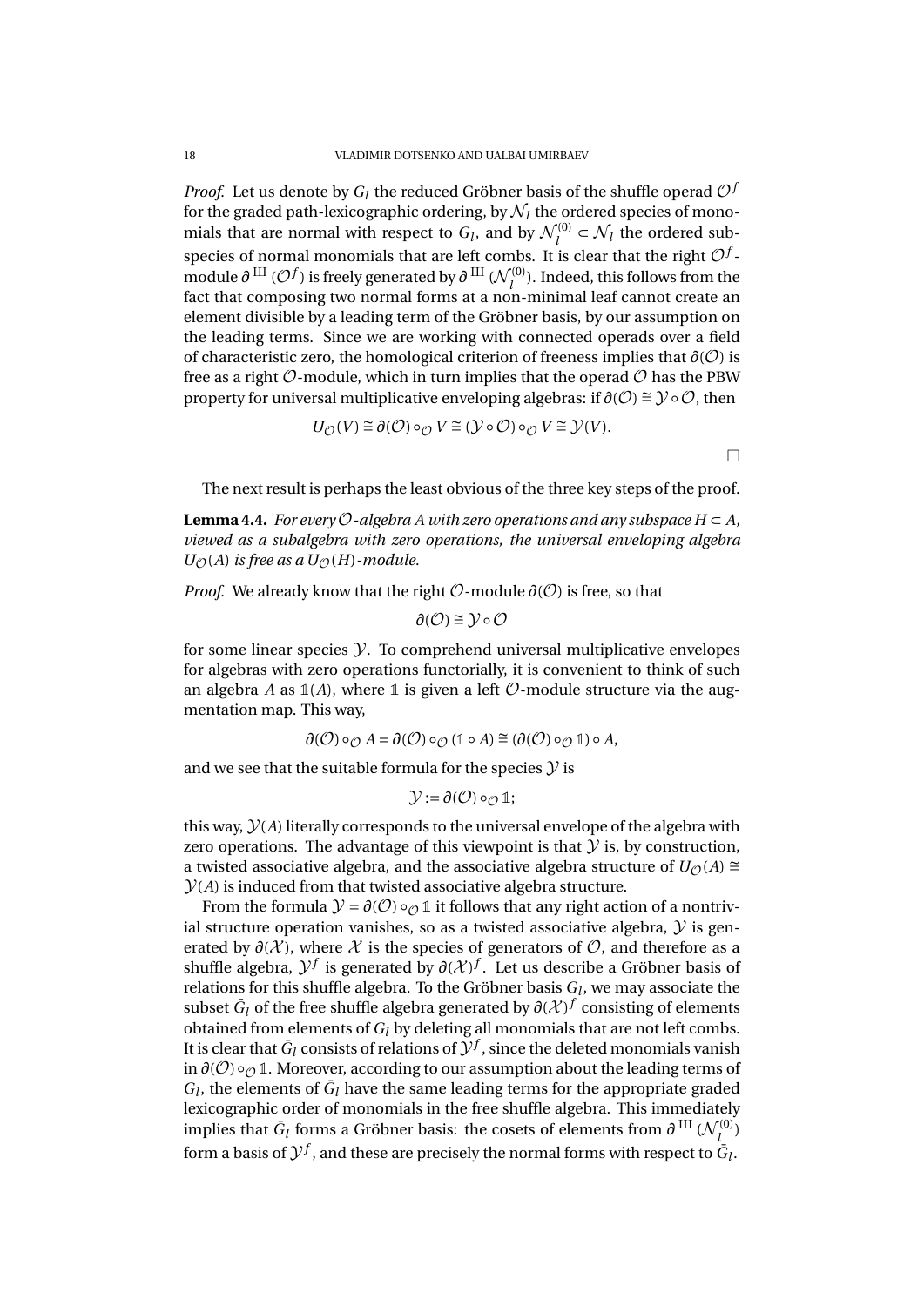*Proof.* Let us denote by $G_l$ the reduced Gröbner basis of the shuffle operad $\mathcal{O}^f$ for the graded path-lexicographic ordering, by $\mathcal{N}_l$ the ordered species of monomials that are normal with respect to $G_l$, and by $\mathcal{N}_l^{(0)} \subset \mathcal{N}_l$ the ordered subspecies of normal monomials that are left combs. It is clear that the right $\mathcal{O}^f$-module $\partial^{\text{III}}(\mathcal{O}^f)$ is freely generated by $\partial^{\text{III}}(\mathcal{N}_l^{(0)})$. Indeed, this follows from the fact that composing two normal forms at a non-minimal leaf cannot create an element divisible by a leading term of the Gröbner basis, by our assumption on the leading terms. Since we are working with connected operads over a field of characteristic zero, the homological criterion of freeness implies that $\partial(\mathcal{O})$ is free as a right $\mathcal{O}$-module, which in turn implies that the operad $\mathcal{O}$ has the PBW property for universal multiplicative enveloping algebras: if $\partial(\mathcal{O}) \cong \mathcal{Y} \circ \mathcal{O}$, then

$$U_{\mathcal{O}}(V) \cong \partial(\mathcal{O}) \circ_{\mathcal{O}} V \cong (\mathcal{Y} \circ \mathcal{O}) \circ_{\mathcal{O}} V \cong \mathcal{Y}(V).$$

$\square$

The next result is perhaps the least obvious of the three key steps of the proof.

**Lemma 4.4.** *For every $\mathcal{O}$-algebra $A$ with zero operations and any subspace $H \subset A$, viewed as a subalgebra with zero operations, the universal enveloping algebra $U_{\mathcal{O}}(A)$ is free as a $U_{\mathcal{O}}(H)$-module.*

*Proof.* We already know that the right $\mathcal{O}$-module $\partial(\mathcal{O})$ is free, so that

$$\partial(\mathcal{O}) \cong \mathcal{Y} \circ \mathcal{O}$$

for some linear species $\mathcal{Y}$. To comprehend universal multiplicative envelopes for algebras with zero operations functorially, it is convenient to think of such an algebra $A$ as $\mathbb{1}(A)$, where $\mathbb{1}$ is given a left $\mathcal{O}$-module structure via the augmentation map. This way,

$$\partial(\mathcal{O}) \circ_{\mathcal{O}} A = \partial(\mathcal{O}) \circ_{\mathcal{O}} (\mathbb{1} \circ A) \cong (\partial(\mathcal{O}) \circ_{\mathcal{O}} \mathbb{1}) \circ A,$$

and we see that the suitable formula for the species $\mathcal{Y}$ is

$$\mathcal{Y} := \partial(\mathcal{O}) \circ_{\mathcal{O}} \mathbb{1};$$

this way, $\mathcal{Y}(A)$ literally corresponds to the universal envelope of the algebra with zero operations. The advantage of this viewpoint is that $\mathcal{Y}$ is, by construction, a twisted associative algebra, and the associative algebra structure of $U_{\mathcal{O}}(A) \cong \mathcal{Y}(A)$ is induced from that twisted associative algebra structure.

From the formula $\mathcal{Y} = \partial(\mathcal{O}) \circ_{\mathcal{O}} \mathbb{1}$ it follows that any right action of a nontrivial structure operation vanishes, so as a twisted associative algebra, $\mathcal{Y}$ is generated by $\partial(\mathcal{X})$, where $\mathcal{X}$ is the species of generators of $\mathcal{O}$, and therefore as a shuffle algebra, $\mathcal{Y}^f$ is generated by $\partial(\mathcal{X})^f$. Let us describe a Gröbner basis of relations for this shuffle algebra. To the Gröbner basis $G_l$, we may associate the subset $\bar{G}_l$ of the free shuffle algebra generated by $\partial(\mathcal{X})^f$ consisting of elements obtained from elements of $G_l$ by deleting all monomials that are not left combs. It is clear that $\bar{G}_l$ consists of relations of $\mathcal{Y}^f$, since the deleted monomials vanish in $\partial(\mathcal{O}) \circ_{\mathcal{O}} \mathbb{1}$. Moreover, according to our assumption about the leading terms of $G_l$, the elements of $\bar{G}_l$ have the same leading terms for the appropriate graded lexicographic order of monomials in the free shuffle algebra. This immediately implies that $\bar{G}_l$ forms a Gröbner basis: the cosets of elements from $\partial^{\text{III}}(\mathcal{N}_l^{(0)})$ form a basis of $\mathcal{Y}^f$, and these are precisely the normal forms with respect to $\bar{G}_l$.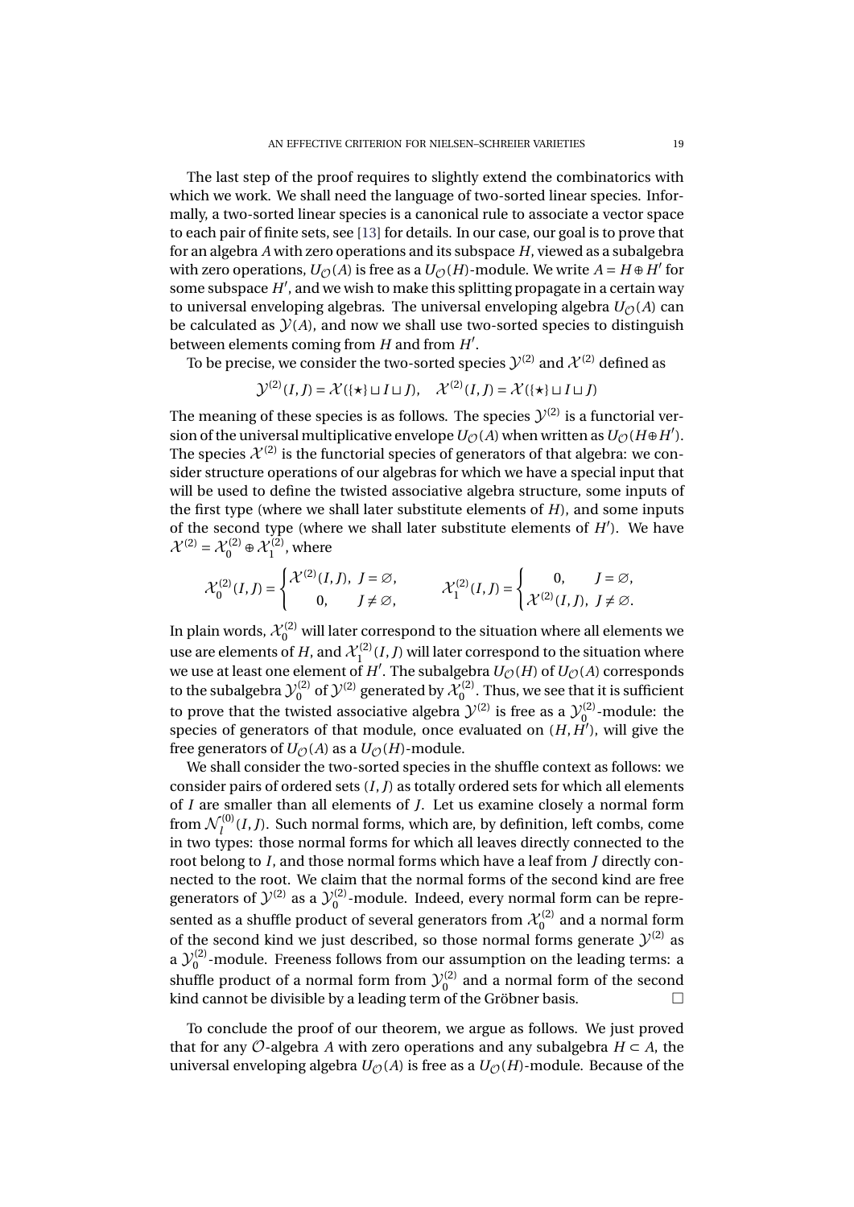The last step of the proof requires to slightly extend the combinatorics with which we work. We shall need the language of two-sorted linear species. Informally, a two-sorted linear species is a canonical rule to associate a vector space to each pair of finite sets, see [13] for details. In our case, our goal is to prove that for an algebra $A$ with zero operations and its subspace $H$, viewed as a subalgebra with zero operations, $U_{\mathcal{O}}(A)$ is free as a $U_{\mathcal{O}}(H)$-module. We write $A = H \oplus H'$ for some subspace $H'$, and we wish to make this splitting propagate in a certain way to universal enveloping algebras. The universal enveloping algebra $U_{\mathcal{O}}(A)$ can be calculated as $\mathcal{Y}(A)$, and now we shall use two-sorted species to distinguish between elements coming from $H$ and from $H'$.

To be precise, we consider the two-sorted species $\mathcal{Y}^{(2)}$ and $\mathcal{X}^{(2)}$ defined as

$$\mathcal{Y}^{(2)}(I,J) = \mathcal{X}(\{\star\} \sqcup I \sqcup J), \quad \mathcal{X}^{(2)}(I,J) = \mathcal{X}(\{\star\} \sqcup I \sqcup J)$$

The meaning of these species is as follows. The species $\mathcal{Y}^{(2)}$ is a functorial version of the universal multiplicative envelope $U_{\mathcal{O}}(A)$ when written as $U_{\mathcal{O}}(H \oplus H')$. The species $\mathcal{X}^{(2)}$ is the functorial species of generators of that algebra: we consider structure operations of our algebras for which we have a special input that will be used to define the twisted associative algebra structure, some inputs of the first type (where we shall later substitute elements of $H$), and some inputs of the second type (where we shall later substitute elements of $H'$). We have $\mathcal{X}^{(2)} = \mathcal{X}^{(2)}_0 \oplus \mathcal{X}^{(2)}_1$, where

$$\mathcal{X}^{(2)}_0(I,J) = \begin{cases} \mathcal{X}^{(2)}(I,J), & J = \varnothing, \\ 0, & J \neq \varnothing, \end{cases} \qquad \mathcal{X}^{(2)}_1(I,J) = \begin{cases} 0, & J = \varnothing, \\ \mathcal{X}^{(2)}(I,J), & J \neq \varnothing. \end{cases}$$

In plain words, $\mathcal{X}^{(2)}_0$ will later correspond to the situation where all elements we use are elements of $H$, and $\mathcal{X}^{(2)}_1(I,J)$ will later correspond to the situation where we use at least one element of $H'$. The subalgebra $U_{\mathcal{O}}(H)$ of $U_{\mathcal{O}}(A)$ corresponds to the subalgebra $\mathcal{Y}^{(2)}_0$ of $\mathcal{Y}^{(2)}$ generated by $\mathcal{X}^{(2)}_0$. Thus, we see that it is sufficient to prove that the twisted associative algebra $\mathcal{Y}^{(2)}$ is free as a $\mathcal{Y}^{(2)}_0$-module: the species of generators of that module, once evaluated on $(H, H')$, will give the free generators of $U_{\mathcal{O}}(A)$ as a $U_{\mathcal{O}}(H)$-module.

We shall consider the two-sorted species in the shuffle context as follows: we consider pairs of ordered sets $(I,J)$ as totally ordered sets for which all elements of $I$ are smaller than all elements of $J$. Let us examine closely a normal form from $\mathcal{N}^{(0)}_l(I,J)$. Such normal forms, which are, by definition, left combs, come in two types: those normal forms for which all leaves directly connected to the root belong to $I$, and those normal forms which have a leaf from $J$ directly connected to the root. We claim that the normal forms of the second kind are free generators of $\mathcal{Y}^{(2)}$ as a $\mathcal{Y}^{(2)}_0$-module. Indeed, every normal form can be represented as a shuffle product of several generators from $\mathcal{X}^{(2)}_0$ and a normal form of the second kind we just described, so those normal forms generate $\mathcal{Y}^{(2)}$ as a $\mathcal{Y}^{(2)}_0$-module. Freeness follows from our assumption on the leading terms: a shuffle product of a normal form from $\mathcal{Y}^{(2)}_0$ and a normal form of the second kind cannot be divisible by a leading term of the Gröbner basis. □

To conclude the proof of our theorem, we argue as follows. We just proved that for any $\mathcal{O}$-algebra $A$ with zero operations and any subalgebra $H \subset A$, the universal enveloping algebra $U_{\mathcal{O}}(A)$ is free as a $U_{\mathcal{O}}(H)$-module. Because of the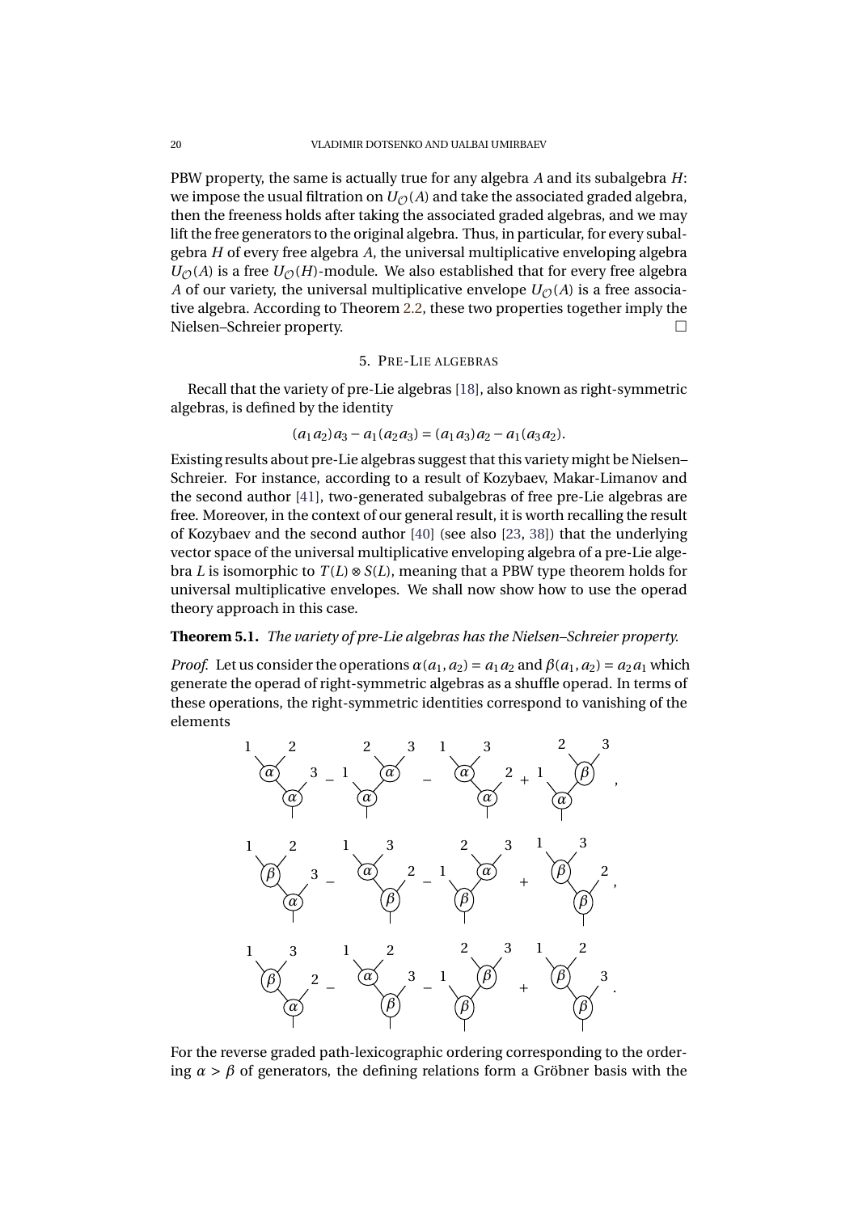PBW property, the same is actually true for any algebra $A$ and its subalgebra $H$: we impose the usual filtration on $U_{\mathcal{O}}(A)$ and take the associated graded algebra, then the freeness holds after taking the associated graded algebras, and we may lift the free generators to the original algebra. Thus, in particular, for every subalgebra $H$ of every free algebra $A$, the universal multiplicative enveloping algebra $U_{\mathcal{O}}(A)$ is a free $U_{\mathcal{O}}(H)$-module. We also established that for every free algebra $A$ of our variety, the universal multiplicative envelope $U_{\mathcal{O}}(A)$ is a free associative algebra. According to Theorem 2.2, these two properties together imply the Nielsen–Schreier property. $\square$

## 5. Pre-Lie algebras

Recall that the variety of pre-Lie algebras [18], also known as right-symmetric algebras, is defined by the identity

$$(a_1a_2)a_3 - a_1(a_2a_3) = (a_1a_3)a_2 - a_1(a_3a_2).$$

Existing results about pre-Lie algebras suggest that this variety might be Nielsen–Schreier. For instance, according to a result of Kozybaev, Makar-Limanov and the second author [41], two-generated subalgebras of free pre-Lie algebras are free. Moreover, in the context of our general result, it is worth recalling the result of Kozybaev and the second author [40] (see also [23, 38]) that the underlying vector space of the universal multiplicative enveloping algebra of a pre-Lie algebra $L$ is isomorphic to $T(L)\otimes S(L)$, meaning that a PBW type theorem holds for universal multiplicative envelopes. We shall now show how to use the operad theory approach in this case.

**Theorem 5.1.** *The variety of pre-Lie algebras has the Nielsen–Schreier property.*

*Proof.* Let us consider the operations $\alpha(a_1,a_2)=a_1a_2$ and $\beta(a_1,a_2)=a_2a_1$ which generate the operad of right-symmetric algebras as a shuffle operad. In terms of these operations, the right-symmetric identities correspond to vanishing of the elements

$$\alpha(\alpha(1,2),3) - \alpha(1,\alpha(2,3)) - \alpha(\alpha(1,3),2) + \alpha(1,\beta(2,3)),$$

$$\alpha(\beta(1,2),3) - \beta(\alpha(1,3),2) - \beta(1,\alpha(2,3)) + \beta(\beta(1,3),2),$$

$$\alpha(\beta(1,3),2) - \beta(\alpha(1,2),3) - \beta(1,\beta(2,3)) + \beta(\beta(1,2),3).$$

For the reverse graded path-lexicographic ordering corresponding to the ordering $\alpha>\beta$ of generators, the defining relations form a Gröbner basis with the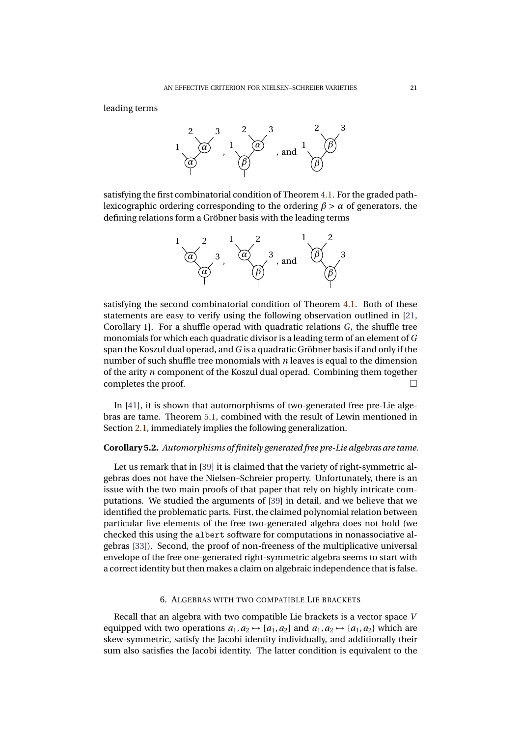leading terms

$$\alpha(1, \alpha(2,3)), \quad \beta(1, \alpha(2,3)), \quad \text{and} \quad \beta(1, \beta(2,3))$$

satisfying the first combinatorial condition of Theorem 4.1. For the graded path-lexicographic ordering corresponding to the ordering $\beta > \alpha$ of generators, the defining relations form a Gröbner basis with the leading terms

$$\alpha(\alpha(1,2), 3), \quad \beta(\alpha(1,2), 3), \quad \text{and} \quad \beta(\beta(1,2), 3)$$

satisfying the second combinatorial condition of Theorem 4.1. Both of these statements are easy to verify using the following observation outlined in [21, Corollary 1]. For a shuffle operad with quadratic relations $G$, the shuffle tree monomials for which each quadratic divisor is a leading term of an element of $G$ span the Koszul dual operad, and $G$ is a quadratic Gröbner basis if and only if the number of such shuffle tree monomials with $n$ leaves is equal to the dimension of the arity $n$ component of the Koszul dual operad. Combining them together completes the proof. □

In [41], it is shown that automorphisms of two-generated free pre-Lie algebras are tame. Theorem 5.1, combined with the result of Lewin mentioned in Section 2.1, immediately implies the following generalization.

**Corollary 5.2.** *Automorphisms of finitely generated free pre-Lie algebras are tame.*

Let us remark that in [39] it is claimed that the variety of right-symmetric algebras does not have the Nielsen–Schreier property. Unfortunately, there is an issue with the two main proofs of that paper that rely on highly intricate computations. We studied the arguments of [39] in detail, and we believe that we identified the problematic parts. First, the claimed polynomial relation between particular five elements of the free two-generated algebra does not hold (we checked this using the `albert` software for computations in nonassociative algebras [33]). Second, the proof of non-freeness of the multiplicative universal envelope of the free one-generated right-symmetric algebra seems to start with a correct identity but then makes a claim on algebraic independence that is false.

## 6. Algebras with two compatible Lie brackets

Recall that an algebra with two compatible Lie brackets is a vector space $V$ equipped with two operations $a_1, a_2 \mapsto [a_1, a_2]$ and $a_1, a_2 \mapsto \{a_1, a_2\}$ which are skew-symmetric, satisfy the Jacobi identity individually, and additionally their sum also satisfies the Jacobi identity. The latter condition is equivalent to the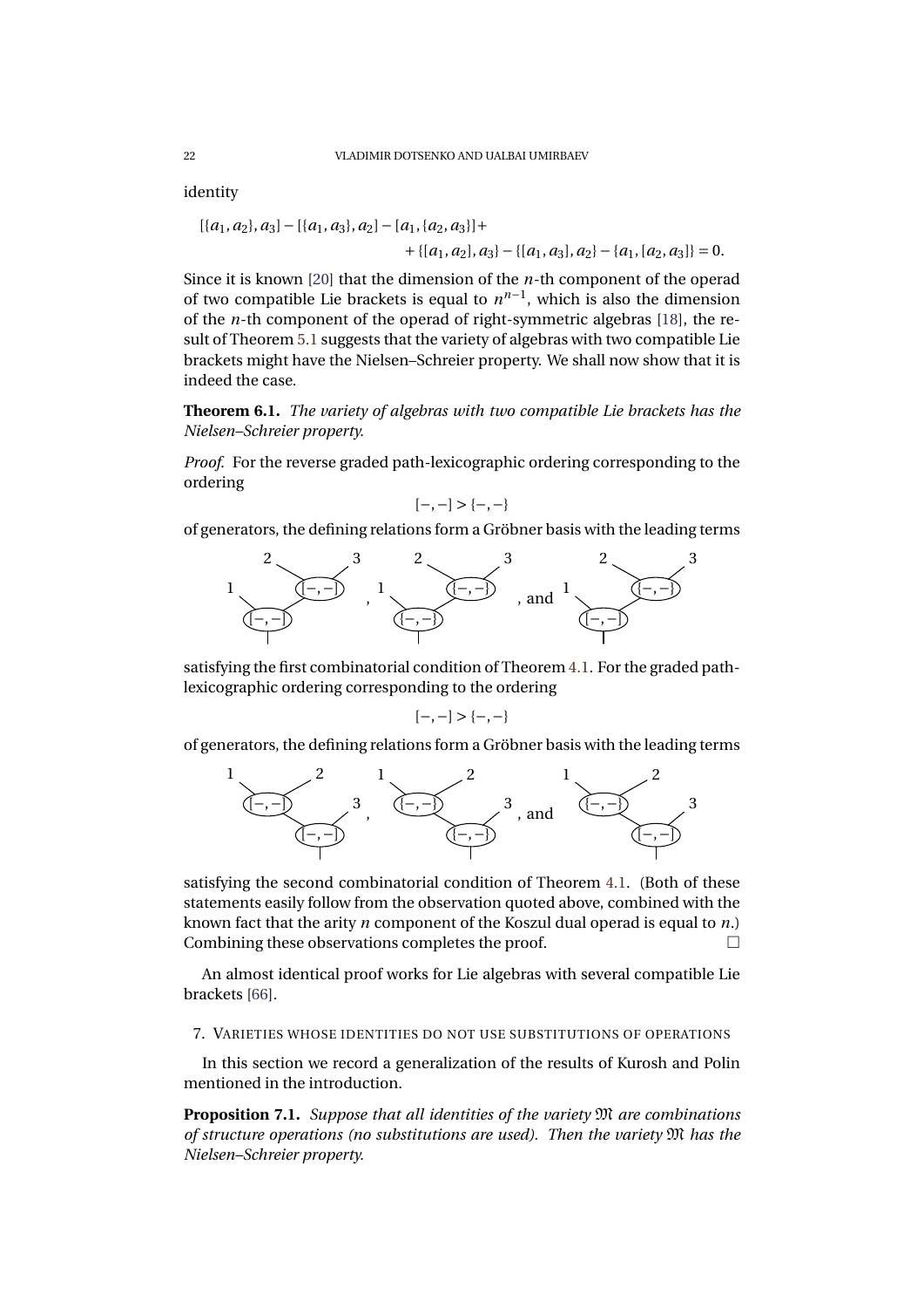identity

$$[\{a_1,a_2\},a_3]-[\{a_1,a_3\},a_2]-[a_1,\{a_2,a_3\}]+ \\ +\{[a_1,a_2],a_3\}-\{[a_1,a_3],a_2\}-\{a_1,[a_2,a_3]\}=0.$$

Since it is known [20] that the dimension of the $n$-th component of the operad of two compatible Lie brackets is equal to $n^{n-1}$, which is also the dimension of the $n$-th component of the operad of right-symmetric algebras [18], the result of Theorem 5.1 suggests that the variety of algebras with two compatible Lie brackets might have the Nielsen–Schreier property. We shall now show that it is indeed the case.

**Theorem 6.1.** *The variety of algebras with two compatible Lie brackets has the Nielsen–Schreier property.*

*Proof.* For the reverse graded path-lexicographic ordering corresponding to the ordering

$$[-,-] > \{-,-\}$$

of generators, the defining relations form a Gröbner basis with the leading terms

$$1 \text{ and } [-,-] \text{ below, with } [-,-](2,3);\quad 1 \text{ and } [-,-] \text{ below, with } \{-,-\}(2,3);\quad \text{and } 1 \text{ and } [-,-] \text{ below, with } \{-,-\}(2,3)$$

satisfying the first combinatorial condition of Theorem 4.1. For the graded path-lexicographic ordering corresponding to the ordering

$$[-,-] > \{-,-\}$$

of generators, the defining relations form a Gröbner basis with the leading terms

$$[-,-](1,2) \text{ and } 3 \text{ with } [-,-] \text{ below};\quad [-,-](1,2) \text{ and } 3 \text{ with } \{-,-\} \text{ below};\quad \text{and } \{-,-\}(1,2) \text{ and } 3 \text{ with } [-,-] \text{ below}$$

satisfying the second combinatorial condition of Theorem 4.1. (Both of these statements easily follow from the observation quoted above, combined with the known fact that the arity $n$ component of the Koszul dual operad is equal to $n$.) Combining these observations completes the proof. □

An almost identical proof works for Lie algebras with several compatible Lie brackets [66].

## 7. Varieties whose identities do not use substitutions of operations

In this section we record a generalization of the results of Kurosh and Polin mentioned in the introduction.

**Proposition 7.1.** *Suppose that all identities of the variety $\mathfrak{M}$ are combinations of structure operations (no substitutions are used). Then the variety $\mathfrak{M}$ has the Nielsen–Schreier property.*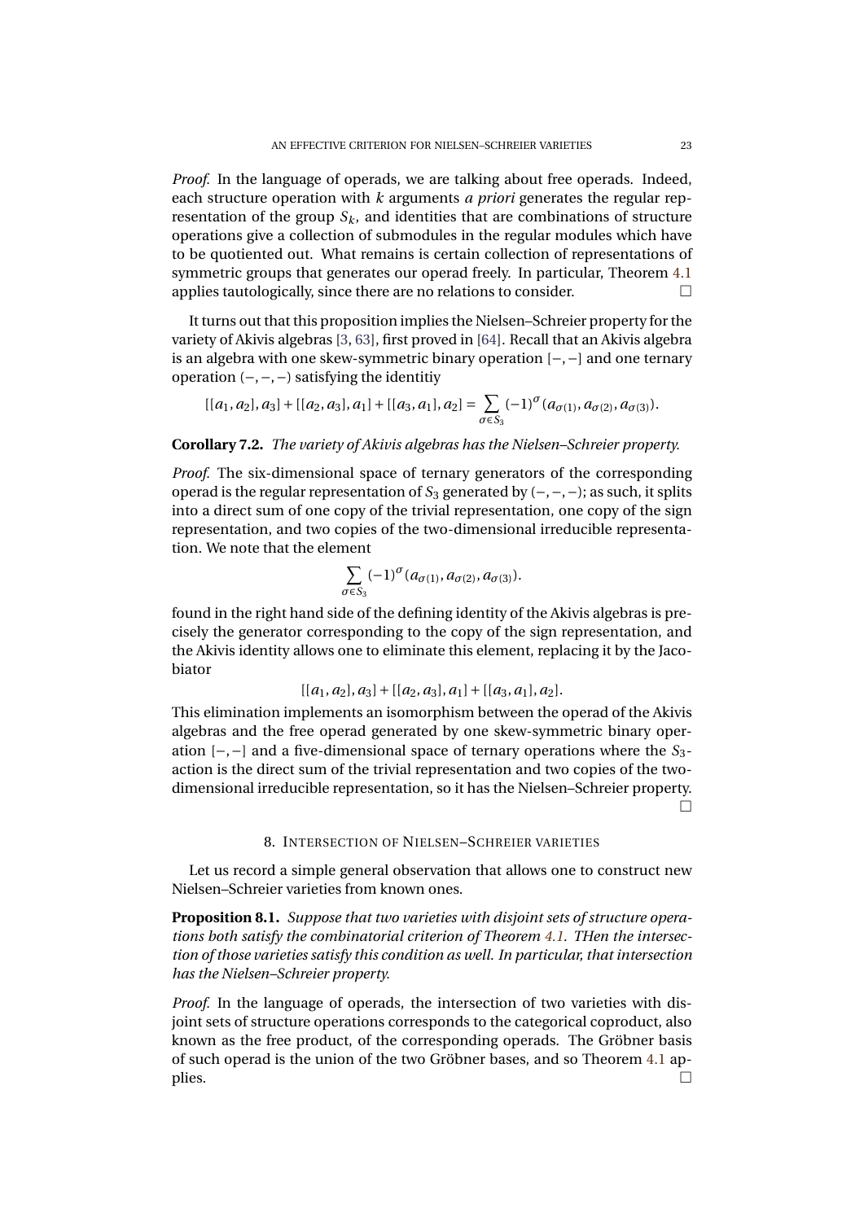*Proof.* In the language of operads, we are talking about free operads. Indeed, each structure operation with $k$ arguments *a priori* generates the regular representation of the group $S_k$, and identities that are combinations of structure operations give a collection of submodules in the regular modules which have to be quotiented out. What remains is certain collection of representations of symmetric groups that generates our operad freely. In particular, Theorem 4.1 applies tautologically, since there are no relations to consider. □

It turns out that this proposition implies the Nielsen–Schreier property for the variety of Akivis algebras [3, 63], first proved in [64]. Recall that an Akivis algebra is an algebra with one skew-symmetric binary operation $[-,-]$ and one ternary operation $(-,-,-)$ satisfying the identitiy

$$[[a_1,a_2],a_3]+[[a_2,a_3],a_1]+[[a_3,a_1],a_2]=\sum_{\sigma\in S_3}(-1)^{\sigma}(a_{\sigma(1)},a_{\sigma(2)},a_{\sigma(3)}).$$

**Corollary 7.2.** *The variety of Akivis algebras has the Nielsen–Schreier property.*

*Proof.* The six-dimensional space of ternary generators of the corresponding operad is the regular representation of $S_3$ generated by $(-,-,-)$; as such, it splits into a direct sum of one copy of the trivial representation, one copy of the sign representation, and two copies of the two-dimensional irreducible representation. We note that the element

$$\sum_{\sigma\in S_3}(-1)^{\sigma}(a_{\sigma(1)},a_{\sigma(2)},a_{\sigma(3)}).$$

found in the right hand side of the defining identity of the Akivis algebras is precisely the generator corresponding to the copy of the sign representation, and the Akivis identity allows one to eliminate this element, replacing it by the Jacobiator

$$[[a_1,a_2],a_3]+[[a_2,a_3],a_1]+[[a_3,a_1],a_2].$$

This elimination implements an isomorphism between the operad of the Akivis algebras and the free operad generated by one skew-symmetric binary operation $[-,-]$ and a five-dimensional space of ternary operations where the $S_3$-action is the direct sum of the trivial representation and two copies of the two-dimensional irreducible representation, so it has the Nielsen–Schreier property. □

## 8. Intersection of Nielsen–Schreier varieties

Let us record a simple general observation that allows one to construct new Nielsen–Schreier varieties from known ones.

**Proposition 8.1.** *Suppose that two varieties with disjoint sets of structure operations both satisfy the combinatorial criterion of Theorem 4.1. THen the intersection of those varieties satisfy this condition as well. In particular, that intersection has the Nielsen–Schreier property.*

*Proof.* In the language of operads, the intersection of two varieties with disjoint sets of structure operations corresponds to the categorical coproduct, also known as the free product, of the corresponding operads. The Gröbner basis of such operad is the union of the two Gröbner bases, and so Theorem 4.1 applies. □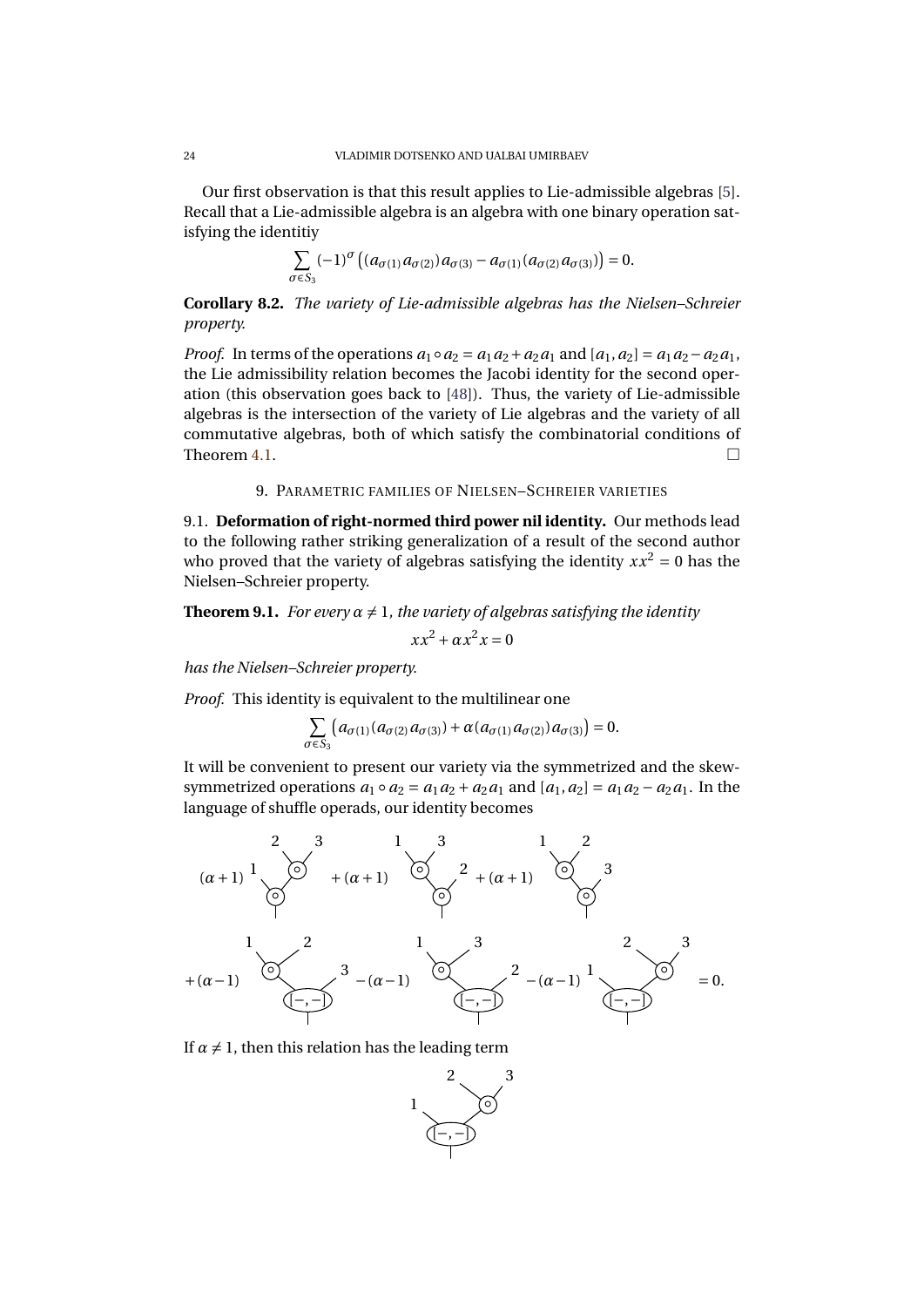Our first observation is that this result applies to Lie-admissible algebras [5]. Recall that a Lie-admissible algebra is an algebra with one binary operation satisfying the identitiy

$$\sum_{\sigma\in S_3}(-1)^{\sigma}\left((a_{\sigma(1)}a_{\sigma(2)})a_{\sigma(3)}-a_{\sigma(1)}(a_{\sigma(2)}a_{\sigma(3)})\right)=0.$$

**Corollary 8.2.** *The variety of Lie-admissible algebras has the Nielsen–Schreier property.*

*Proof.* In terms of the operations $a_1\circ a_2=a_1a_2+a_2a_1$ and $[a_1,a_2]=a_1a_2-a_2a_1$, the Lie admissibility relation becomes the Jacobi identity for the second operation (this observation goes back to [48]). Thus, the variety of Lie-admissible algebras is the intersection of the variety of Lie algebras and the variety of all commutative algebras, both of which satisfy the combinatorial conditions of Theorem 4.1. □

## 9. Parametric families of Nielsen–Schreier varieties

**9.1. Deformation of right-normed third power nil identity.** Our methods lead to the following rather striking generalization of a result of the second author who proved that the variety of algebras satisfying the identity $xx^2=0$ has the Nielsen–Schreier property.

**Theorem 9.1.** *For every $\alpha\neq 1$, the variety of algebras satisfying the identity*

$$xx^2+\alpha x^2x=0$$

*has the Nielsen–Schreier property.*

*Proof.* This identity is equivalent to the multilinear one

$$\sum_{\sigma\in S_3}\left(a_{\sigma(1)}(a_{\sigma(2)}a_{\sigma(3)})+\alpha(a_{\sigma(1)}a_{\sigma(2)})a_{\sigma(3)}\right)=0.$$

It will be convenient to present our variety via the symmetrized and the skew-symmetrized operations $a_1\circ a_2=a_1a_2+a_2a_1$ and $[a_1,a_2]=a_1a_2-a_2a_1$. In the language of shuffle operads, our identity becomes

$$(\alpha+1)\,a_1\circ(a_2\circ a_3)+(\alpha+1)\,(a_1\circ a_3)\circ a_2+(\alpha+1)\,(a_1\circ a_2)\circ a_3$$
$$+(\alpha-1)\,[a_1\circ a_2,a_3]-(\alpha-1)\,[a_1\circ a_3,a_2]-(\alpha-1)\,[a_1,a_2\circ a_3]=0.$$

If $\alpha\neq 1$, then this relation has the leading term

$$[a_1,a_2\circ a_3]$$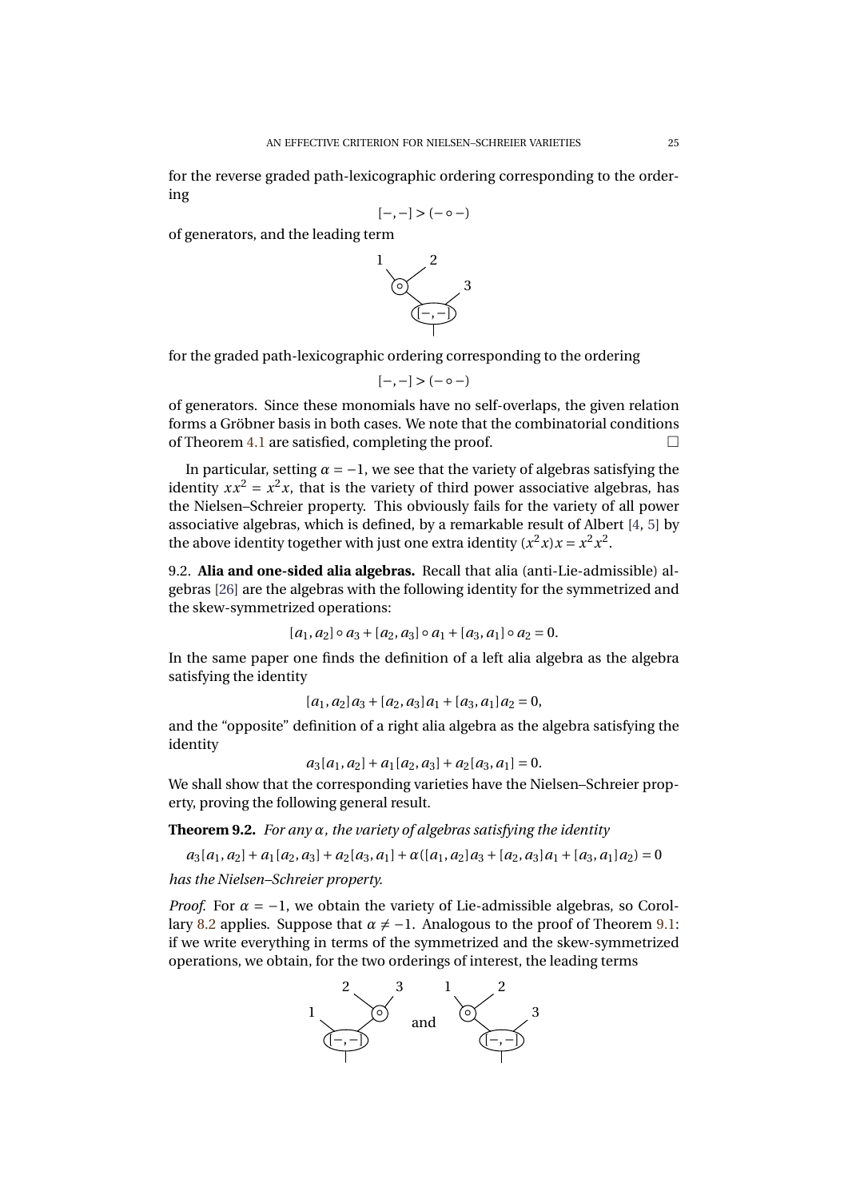for the reverse graded path-lexicographic ordering corresponding to the ordering

$$[-,-] > (- \circ -)$$

of generators, and the leading term

$$[1 \circ 2, 3]$$

for the graded path-lexicographic ordering corresponding to the ordering

$$[-,-] > (- \circ -)$$

of generators. Since these monomials have no self-overlaps, the given relation forms a Gröbner basis in both cases. We note that the combinatorial conditions of Theorem 4.1 are satisfied, completing the proof. □

In particular, setting $\alpha = -1$, we see that the variety of algebras satisfying the identity $xx^2 = x^2x$, that is the variety of third power associative algebras, has the Nielsen–Schreier property. This obviously fails for the variety of all power associative algebras, which is defined, by a remarkable result of Albert [4, 5] by the above identity together with just one extra identity $(x^2x)x = x^2x^2$.

9.2. **Alia and one-sided alia algebras.** Recall that alia (anti-Lie-admissible) algebras [26] are the algebras with the following identity for the symmetrized and the skew-symmetrized operations:

$$[a_1, a_2] \circ a_3 + [a_2, a_3] \circ a_1 + [a_3, a_1] \circ a_2 = 0.$$

In the same paper one finds the definition of a left alia algebra as the algebra satisfying the identity

$$[a_1, a_2]a_3 + [a_2, a_3]a_1 + [a_3, a_1]a_2 = 0,$$

and the "opposite" definition of a right alia algebra as the algebra satisfying the identity

$$a_3[a_1, a_2] + a_1[a_2, a_3] + a_2[a_3, a_1] = 0.$$

We shall show that the corresponding varieties have the Nielsen–Schreier property, proving the following general result.

**Theorem 9.2.** *For any $\alpha$, the variety of algebras satisfying the identity*

$$a_3[a_1, a_2] + a_1[a_2, a_3] + a_2[a_3, a_1] + \alpha([a_1, a_2]a_3 + [a_2, a_3]a_1 + [a_3, a_1]a_2) = 0$$

*has the Nielsen–Schreier property.*

*Proof.* For $\alpha = -1$, we obtain the variety of Lie-admissible algebras, so Corollary 8.2 applies. Suppose that $\alpha \neq -1$. Analogous to the proof of Theorem 9.1: if we write everything in terms of the symmetrized and the skew-symmetrized operations, we obtain, for the two orderings of interest, the leading terms

$$[1, 2 \circ 3] \quad \text{and} \quad [1 \circ 2, 3]$$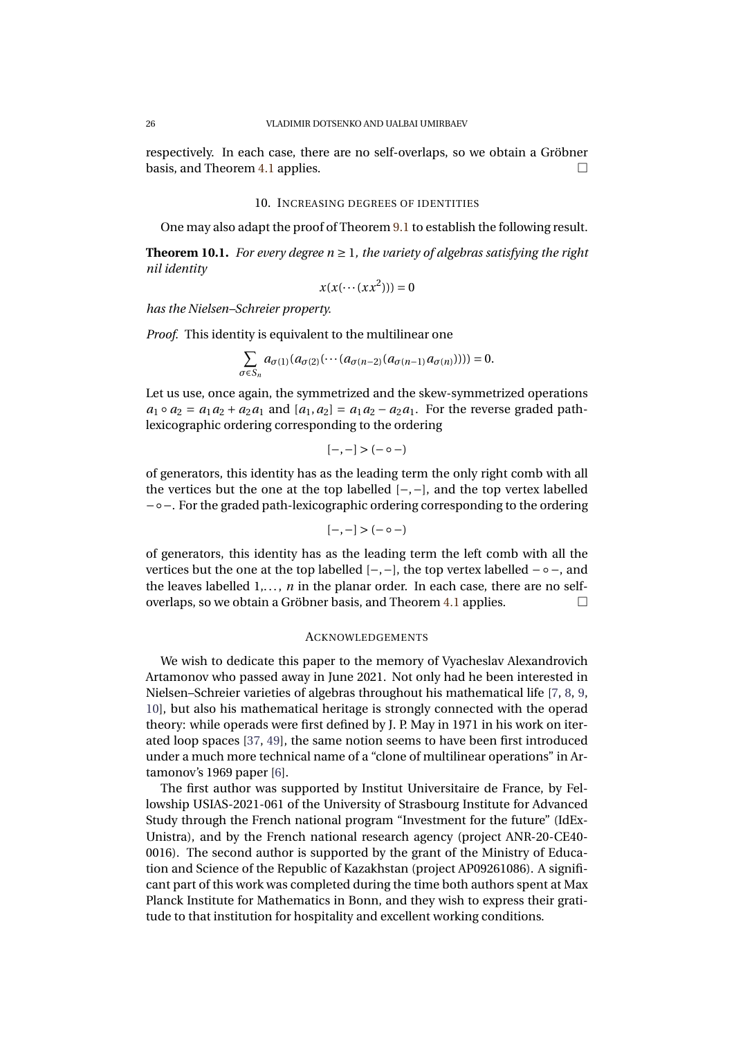respectively. In each case, there are no self-overlaps, so we obtain a Gröbner basis, and Theorem 4.1 applies. □

## 10. Increasing degrees of identities

One may also adapt the proof of Theorem 9.1 to establish the following result.

**Theorem 10.1.** *For every degree $n \geq 1$, the variety of algebras satisfying the right nil identity*

$$x(x(\cdots(xx^2))) = 0$$

*has the Nielsen–Schreier property.*

*Proof.* This identity is equivalent to the multilinear one

$$\sum_{\sigma\in S_n} a_{\sigma(1)}(a_{\sigma(2)}(\cdots(a_{\sigma(n-2)}(a_{\sigma(n-1)}a_{\sigma(n)})))) = 0.$$

Let us use, once again, the symmetrized and the skew-symmetrized operations $a_1 \circ a_2 = a_1a_2 + a_2a_1$ and $[a_1, a_2] = a_1a_2 - a_2a_1$. For the reverse graded path-lexicographic ordering corresponding to the ordering

$$[-,-] > (-\circ-)$$

of generators, this identity has as the leading term the only right comb with all the vertices but the one at the top labelled $[-,-]$, and the top vertex labelled $-\circ-$. For the graded path-lexicographic ordering corresponding to the ordering

$$[-,-] > (-\circ-)$$

of generators, this identity has as the leading term the left comb with all the vertices but the one at the top labelled $[-,-]$, the top vertex labelled $-\circ-$, and the leaves labelled $1,\ldots, n$ in the planar order. In each case, there are no self-overlaps, so we obtain a Gröbner basis, and Theorem 4.1 applies. □

## Acknowledgements

We wish to dedicate this paper to the memory of Vyacheslav Alexandrovich Artamonov who passed away in June 2021. Not only had he been interested in Nielsen–Schreier varieties of algebras throughout his mathematical life [7, 8, 9, 10], but also his mathematical heritage is strongly connected with the operad theory: while operads were first defined by J. P. May in 1971 in his work on iterated loop spaces [37, 49], the same notion seems to have been first introduced under a much more technical name of a "clone of multilinear operations" in Artamonov's 1969 paper [6].

The first author was supported by Institut Universitaire de France, by Fellowship USIAS-2021-061 of the University of Strasbourg Institute for Advanced Study through the French national program "Investment for the future" (IdEx-Unistra), and by the French national research agency (project ANR-20-CE40-0016). The second author is supported by the grant of the Ministry of Education and Science of the Republic of Kazakhstan (project AP09261086). A significant part of this work was completed during the time both authors spent at Max Planck Institute for Mathematics in Bonn, and they wish to express their gratitude to that institution for hospitality and excellent working conditions.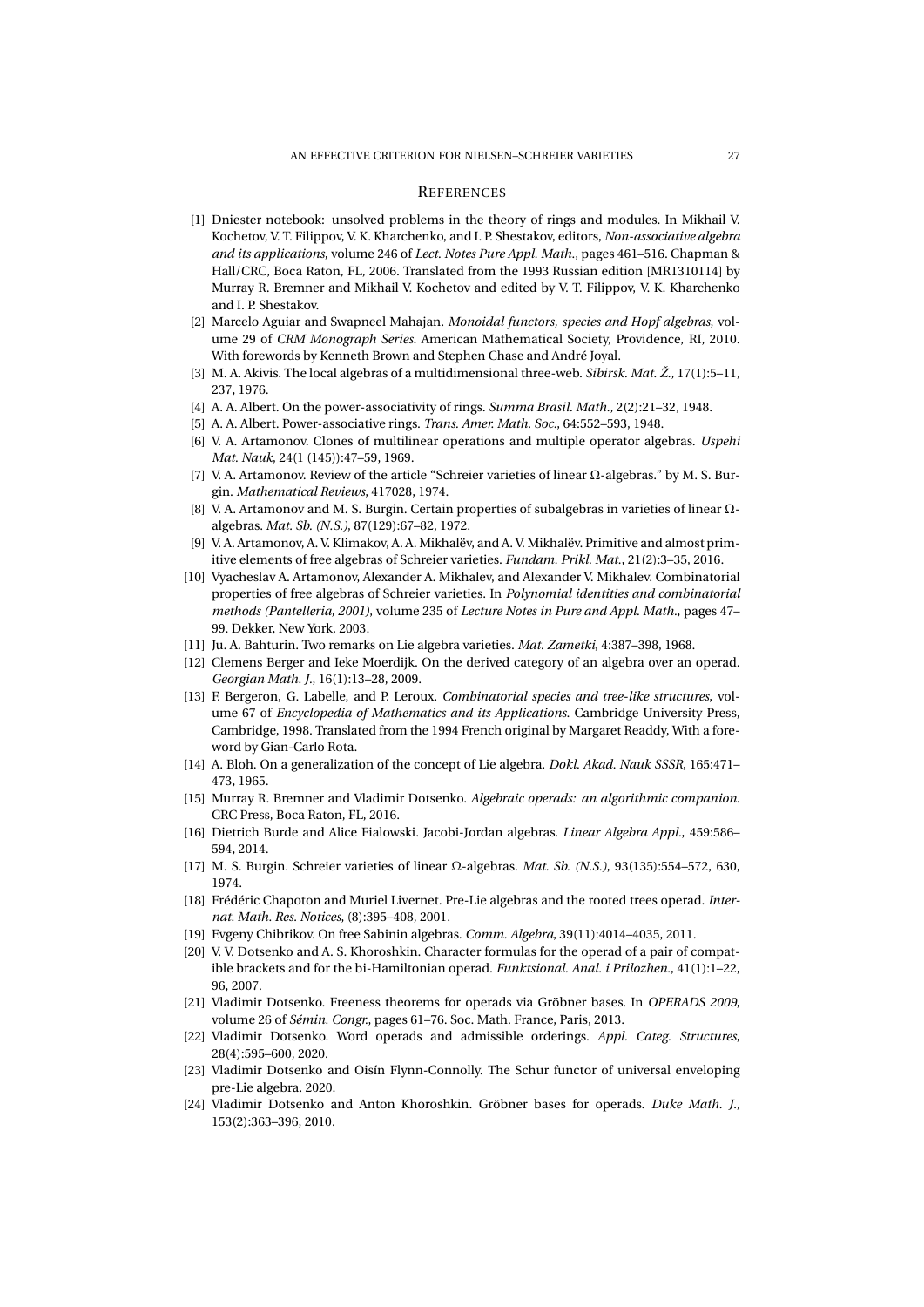## References

[1] Dniester notebook: unsolved problems in the theory of rings and modules. In Mikhail V. Kochetov, V. T. Filippov, V. K. Kharchenko, and I. P. Shestakov, editors, *Non-associative algebra and its applications*, volume 246 of *Lect. Notes Pure Appl. Math.*, pages 461–516. Chapman & Hall/CRC, Boca Raton, FL, 2006. Translated from the 1993 Russian edition [MR1310114] by Murray R. Bremner and Mikhail V. Kochetov and edited by V. T. Filippov, V. K. Kharchenko and I. P. Shestakov.

[2] Marcelo Aguiar and Swapneel Mahajan. *Monoidal functors, species and Hopf algebras*, volume 29 of *CRM Monograph Series*. American Mathematical Society, Providence, RI, 2010. With forewords by Kenneth Brown and Stephen Chase and André Joyal.

[3] M. A. Akivis. The local algebras of a multidimensional three-web. *Sibirsk. Mat. Ž.*, 17(1):5–11, 237, 1976.

[4] A. A. Albert. On the power-associativity of rings. *Summa Brasil. Math.*, 2(2):21–32, 1948.

[5] A. A. Albert. Power-associative rings. *Trans. Amer. Math. Soc.*, 64:552–593, 1948.

[6] V. A. Artamonov. Clones of multilinear operations and multiple operator algebras. *Uspehi Mat. Nauk*, 24(1 (145)):47–59, 1969.

[7] V. A. Artamonov. Review of the article "Schreier varieties of linear $\Omega$-algebras." by M. S. Burgin. *Mathematical Reviews*, 417028, 1974.

[8] V. A. Artamonov and M. S. Burgin. Certain properties of subalgebras in varieties of linear $\Omega$-algebras. *Mat. Sb. (N.S.)*, 87(129):67–82, 1972.

[9] V. A. Artamonov, A. V. Klimakov, A. A. Mikhalëv, and A. V. Mikhalëv. Primitive and almost primitive elements of free algebras of Schreier varieties. *Fundam. Prikl. Mat.*, 21(2):3–35, 2016.

[10] Vyacheslav A. Artamonov, Alexander A. Mikhalev, and Alexander V. Mikhalev. Combinatorial properties of free algebras of Schreier varieties. In *Polynomial identities and combinatorial methods (Pantelleria, 2001)*, volume 235 of *Lecture Notes in Pure and Appl. Math.*, pages 47–99. Dekker, New York, 2003.

[11] Ju. A. Bahturin. Two remarks on Lie algebra varieties. *Mat. Zametki*, 4:387–398, 1968.

[12] Clemens Berger and Ieke Moerdijk. On the derived category of an algebra over an operad. *Georgian Math. J.*, 16(1):13–28, 2009.

[13] F. Bergeron, G. Labelle, and P. Leroux. *Combinatorial species and tree-like structures*, volume 67 of *Encyclopedia of Mathematics and its Applications*. Cambridge University Press, Cambridge, 1998. Translated from the 1994 French original by Margaret Readdy, With a foreword by Gian-Carlo Rota.

[14] A. Bloh. On a generalization of the concept of Lie algebra. *Dokl. Akad. Nauk SSSR*, 165:471–473, 1965.

[15] Murray R. Bremner and Vladimir Dotsenko. *Algebraic operads: an algorithmic companion*. CRC Press, Boca Raton, FL, 2016.

[16] Dietrich Burde and Alice Fialowski. Jacobi-Jordan algebras. *Linear Algebra Appl.*, 459:586–594, 2014.

[17] M. S. Burgin. Schreier varieties of linear $\Omega$-algebras. *Mat. Sb. (N.S.)*, 93(135):554–572, 630, 1974.

[18] Frédéric Chapoton and Muriel Livernet. Pre-Lie algebras and the rooted trees operad. *Internat. Math. Res. Notices*, (8):395–408, 2001.

[19] Evgeny Chibrikov. On free Sabinin algebras. *Comm. Algebra*, 39(11):4014–4035, 2011.

[20] V. V. Dotsenko and A. S. Khoroshkin. Character formulas for the operad of a pair of compatible brackets and for the bi-Hamiltonian operad. *Funktsional. Anal. i Prilozhen.*, 41(1):1–22, 96, 2007.

[21] Vladimir Dotsenko. Freeness theorems for operads via Gröbner bases. In *OPERADS 2009*, volume 26 of *Sémin. Congr.*, pages 61–76. Soc. Math. France, Paris, 2013.

[22] Vladimir Dotsenko. Word operads and admissible orderings. *Appl. Categ. Structures*, 28(4):595–600, 2020.

[23] Vladimir Dotsenko and Oisín Flynn-Connolly. The Schur functor of universal enveloping pre-Lie algebra. 2020.

[24] Vladimir Dotsenko and Anton Khoroshkin. Gröbner bases for operads. *Duke Math. J.*, 153(2):363–396, 2010.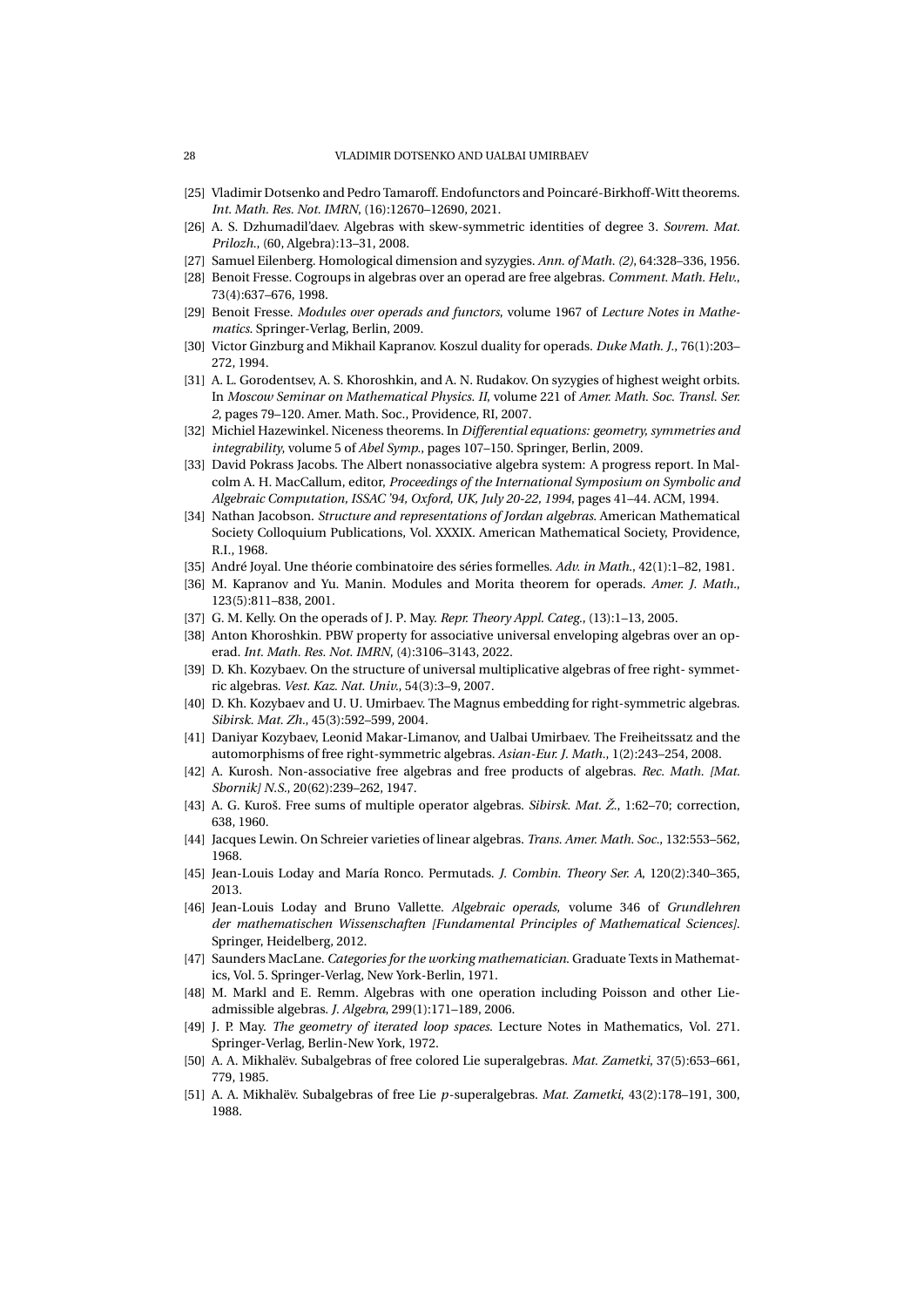[25] Vladimir Dotsenko and Pedro Tamaroff. Endofunctors and Poincaré-Birkhoff-Witt theorems. *Int. Math. Res. Not. IMRN*, (16):12670–12690, 2021.

[26] A. S. Dzhumadil'daev. Algebras with skew-symmetric identities of degree 3. *Sovrem. Mat. Prilozh.*, (60, Algebra):13–31, 2008.

[27] Samuel Eilenberg. Homological dimension and syzygies. *Ann. of Math. (2)*, 64:328–336, 1956.

[28] Benoit Fresse. Cogroups in algebras over an operad are free algebras. *Comment. Math. Helv.*, 73(4):637–676, 1998.

[29] Benoit Fresse. *Modules over operads and functors*, volume 1967 of *Lecture Notes in Mathematics*. Springer-Verlag, Berlin, 2009.

[30] Victor Ginzburg and Mikhail Kapranov. Koszul duality for operads. *Duke Math. J.*, 76(1):203–272, 1994.

[31] A. L. Gorodentsev, A. S. Khoroshkin, and A. N. Rudakov. On syzygies of highest weight orbits. In *Moscow Seminar on Mathematical Physics. II*, volume 221 of *Amer. Math. Soc. Transl. Ser. 2*, pages 79–120. Amer. Math. Soc., Providence, RI, 2007.

[32] Michiel Hazewinkel. Niceness theorems. In *Differential equations: geometry, symmetries and integrability*, volume 5 of *Abel Symp.*, pages 107–150. Springer, Berlin, 2009.

[33] David Pokrass Jacobs. The Albert nonassociative algebra system: A progress report. In Malcolm A. H. MacCallum, editor, *Proceedings of the International Symposium on Symbolic and Algebraic Computation, ISSAC '94, Oxford, UK, July 20-22, 1994*, pages 41–44. ACM, 1994.

[34] Nathan Jacobson. *Structure and representations of Jordan algebras*. American Mathematical Society Colloquium Publications, Vol. XXXIX. American Mathematical Society, Providence, R.I., 1968.

[35] André Joyal. Une théorie combinatoire des séries formelles. *Adv. in Math.*, 42(1):1–82, 1981.

[36] M. Kapranov and Yu. Manin. Modules and Morita theorem for operads. *Amer. J. Math.*, 123(5):811–838, 2001.

[37] G. M. Kelly. On the operads of J. P. May. *Repr. Theory Appl. Categ.*, (13):1–13, 2005.

[38] Anton Khoroshkin. PBW property for associative universal enveloping algebras over an operad. *Int. Math. Res. Not. IMRN*, (4):3106–3143, 2022.

[39] D. Kh. Kozybaev. On the structure of universal multiplicative algebras of free right- symmetric algebras. *Vest. Kaz. Nat. Univ.*, 54(3):3–9, 2007.

[40] D. Kh. Kozybaev and U. U. Umirbaev. The Magnus embedding for right-symmetric algebras. *Sibirsk. Mat. Zh.*, 45(3):592–599, 2004.

[41] Daniyar Kozybaev, Leonid Makar-Limanov, and Ualbai Umirbaev. The Freiheitssatz and the automorphisms of free right-symmetric algebras. *Asian-Eur. J. Math.*, 1(2):243–254, 2008.

[42] A. Kurosh. Non-associative free algebras and free products of algebras. *Rec. Math. [Mat. Sbornik] N.S.*, 20(62):239–262, 1947.

[43] A. G. Kuroš. Free sums of multiple operator algebras. *Sibirsk. Mat. Ž.*, 1:62–70; correction, 638, 1960.

[44] Jacques Lewin. On Schreier varieties of linear algebras. *Trans. Amer. Math. Soc.*, 132:553–562, 1968.

[45] Jean-Louis Loday and María Ronco. Permutads. *J. Combin. Theory Ser. A*, 120(2):340–365, 2013.

[46] Jean-Louis Loday and Bruno Vallette. *Algebraic operads*, volume 346 of *Grundlehren der mathematischen Wissenschaften [Fundamental Principles of Mathematical Sciences]*. Springer, Heidelberg, 2012.

[47] Saunders MacLane. *Categories for the working mathematician*. Graduate Texts in Mathematics, Vol. 5. Springer-Verlag, New York-Berlin, 1971.

[48] M. Markl and E. Remm. Algebras with one operation including Poisson and other Lie-admissible algebras. *J. Algebra*, 299(1):171–189, 2006.

[49] J. P. May. *The geometry of iterated loop spaces*. Lecture Notes in Mathematics, Vol. 271. Springer-Verlag, Berlin-New York, 1972.

[50] A. A. Mikhalëv. Subalgebras of free colored Lie superalgebras. *Mat. Zametki*, 37(5):653–661, 779, 1985.

[51] A. A. Mikhalëv. Subalgebras of free Lie $p$-superalgebras. *Mat. Zametki*, 43(2):178–191, 300, 1988.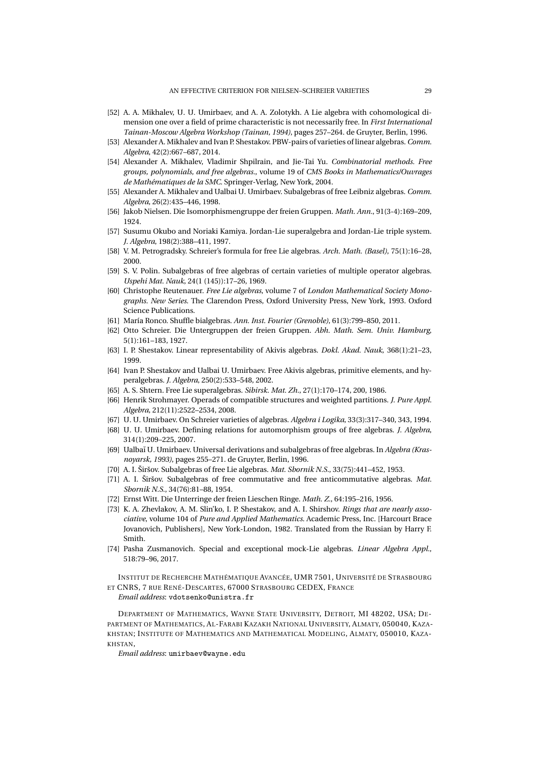[52] A. A. Mikhalev, U. U. Umirbaev, and A. A. Zolotykh. A Lie algebra with cohomological dimension one over a field of prime characteristic is not necessarily free. In *First International Tainan-Moscow Algebra Workshop (Tainan, 1994)*, pages 257–264. de Gruyter, Berlin, 1996.

[53] Alexander A. Mikhalev and Ivan P. Shestakov. PBW-pairs of varieties of linear algebras. *Comm. Algebra*, 42(2):667–687, 2014.

[54] Alexander A. Mikhalev, Vladimir Shpilrain, and Jie-Tai Yu. *Combinatorial methods. Free groups, polynomials, and free algebras.*, volume 19 of *CMS Books in Mathematics/Ouvrages de Mathématiques de la SMC*. Springer-Verlag, New York, 2004.

[55] Alexander A. Mikhalev and Ualbai U. Umirbaev. Subalgebras of free Leibniz algebras. *Comm. Algebra*, 26(2):435–446, 1998.

[56] Jakob Nielsen. Die Isomorphismengruppe der freien Gruppen. *Math. Ann.*, 91(3-4):169–209, 1924.

[57] Susumu Okubo and Noriaki Kamiya. Jordan-Lie superalgebra and Jordan-Lie triple system. *J. Algebra*, 198(2):388–411, 1997.

[58] V. M. Petrogradsky. Schreier's formula for free Lie algebras. *Arch. Math. (Basel)*, 75(1):16–28, 2000.

[59] S. V. Polin. Subalgebras of free algebras of certain varieties of multiple operator algebras. *Uspehi Mat. Nauk*, 24(1 (145)):17–26, 1969.

[60] Christophe Reutenauer. *Free Lie algebras*, volume 7 of *London Mathematical Society Monographs. New Series*. The Clarendon Press, Oxford University Press, New York, 1993. Oxford Science Publications.

[61] María Ronco. Shuffle bialgebras. *Ann. Inst. Fourier (Grenoble)*, 61(3):799–850, 2011.

[62] Otto Schreier. Die Untergruppen der freien Gruppen. *Abh. Math. Sem. Univ. Hamburg*, 5(1):161–183, 1927.

[63] I. P. Shestakov. Linear representability of Akivis algebras. *Dokl. Akad. Nauk*, 368(1):21–23, 1999.

[64] Ivan P. Shestakov and Ualbai U. Umirbaev. Free Akivis algebras, primitive elements, and hyperalgebras. *J. Algebra*, 250(2):533–548, 2002.

[65] A. S. Shtern. Free Lie superalgebras. *Sibirsk. Mat. Zh.*, 27(1):170–174, 200, 1986.

[66] Henrik Strohmayer. Operads of compatible structures and weighted partitions. *J. Pure Appl. Algebra*, 212(11):2522–2534, 2008.

[67] U. U. Umirbaev. On Schreier varieties of algebras. *Algebra i Logika*, 33(3):317–340, 343, 1994.

[68] U. U. Umirbaev. Defining relations for automorphism groups of free algebras. *J. Algebra*, 314(1):209–225, 2007.

[69] Ualbaĭ U. Umirbaev. Universal derivations and subalgebras of free algebras. In *Algebra (Krasnoyarsk, 1993)*, pages 255–271. de Gruyter, Berlin, 1996.

[70] A. I. Širšov. Subalgebras of free Lie algebras. *Mat. Sbornik N.S.*, 33(75):441–452, 1953.

[71] A. I. Širšov. Subalgebras of free commutative and free anticommutative algebras. *Mat. Sbornik N.S.*, 34(76):81–88, 1954.

[72] Ernst Witt. Die Unterringe der freien Lieschen Ringe. *Math. Z.*, 64:195–216, 1956.

[73] K. A. Zhevlakov, A. M. Slin'ko, I. P. Shestakov, and A. I. Shirshov. *Rings that are nearly associative*, volume 104 of *Pure and Applied Mathematics*. Academic Press, Inc. [Harcourt Brace Jovanovich, Publishers], New York-London, 1982. Translated from the Russian by Harry F. Smith.

[74] Pasha Zusmanovich. Special and exceptional mock-Lie algebras. *Linear Algebra Appl.*, 518:79–96, 2017.

INSTITUT DE RECHERCHE MATHÉMATIQUE AVANCÉE, UMR 7501, UNIVERSITÉ DE STRASBOURG ET CNRS, 7 RUE RENÉ-DESCARTES, 67000 STRASBOURG CEDEX, FRANCE

*Email address*: `vdotsenko@unistra.fr`

DEPARTMENT OF MATHEMATICS, WAYNE STATE UNIVERSITY, DETROIT, MI 48202, USA; DEPARTMENT OF MATHEMATICS, AL-FARABI KAZAKH NATIONAL UNIVERSITY, ALMATY, 050040, KAZAKHSTAN; INSTITUTE OF MATHEMATICS AND MATHEMATICAL MODELING, ALMATY, 050010, KAZAKHSTAN,

*Email address*: `umirbaev@wayne.edu`